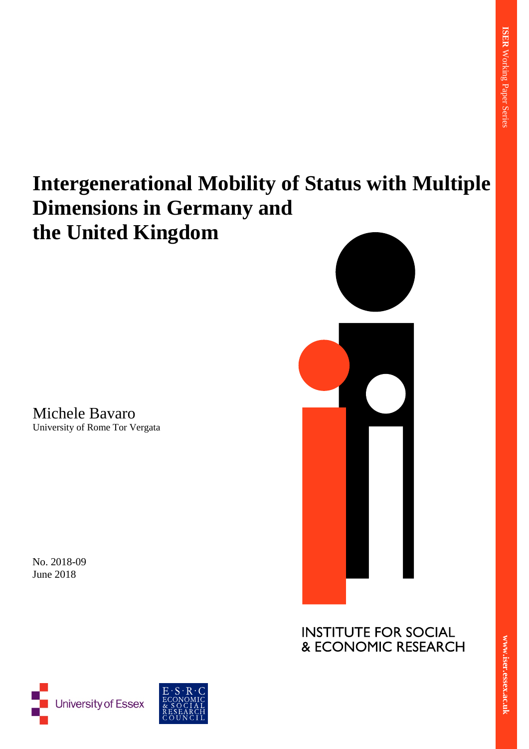# Intergenerational Mobility of Status with Multiple Dimensions in Germany and the United Kingdom

Michele Bavaro
University of Rome Tor Vergata

No. 2018-09
June 2018

INSTITUTE FOR SOCIAL & ECONOMIC RESEARCH

**ISER** Working Paper Series

www.iser.essex.ac.uk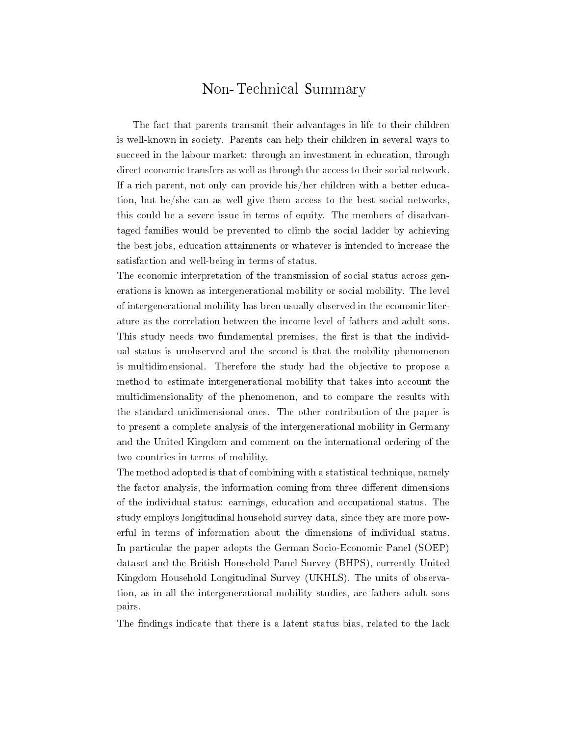# Non-Technical Summary

The fact that parents transmit their advantages in life to their children is well-known in society. Parents can help their children in several ways to succeed in the labour market: through an investment in education, through direct economic transfers as well as through the access to their social network. If a rich parent, not only can provide his/her children with a better education, but he/she can as well give them access to the best social networks, this could be a severe issue in terms of equity. The members of disadvantaged families would be prevented to climb the social ladder by achieving the best jobs, education attainments or whatever is intended to increase the satisfaction and well-being in terms of status.

The economic interpretation of the transmission of social status across generations is known as intergenerational mobility or social mobility. The level of intergenerational mobility has been usually observed in the economic literature as the correlation between the income level of fathers and adult sons. This study needs two fundamental premises, the first is that the individual status is unobserved and the second is that the mobility phenomenon is multidimensional. Therefore the study had the objective to propose a method to estimate intergenerational mobility that takes into account the multidimensionality of the phenomenon, and to compare the results with the standard unidimensional ones. The other contribution of the paper is to present a complete analysis of the intergenerational mobility in Germany and the United Kingdom and comment on the international ordering of the two countries in terms of mobility.

The method adopted is that of combining with a statistical technique, namely the factor analysis, the information coming from three different dimensions of the individual status: earnings, education and occupational status. The study employs longitudinal household survey data, since they are more powerful in terms of information about the dimensions of individual status. In particular the paper adopts the German Socio-Economic Panel (SOEP) dataset and the British Household Panel Survey (BHPS), currently United Kingdom Household Longitudinal Survey (UKHLS). The units of observation, as in all the intergenerational mobility studies, are fathers-adult sons pairs.

The findings indicate that there is a latent status bias, related to the lack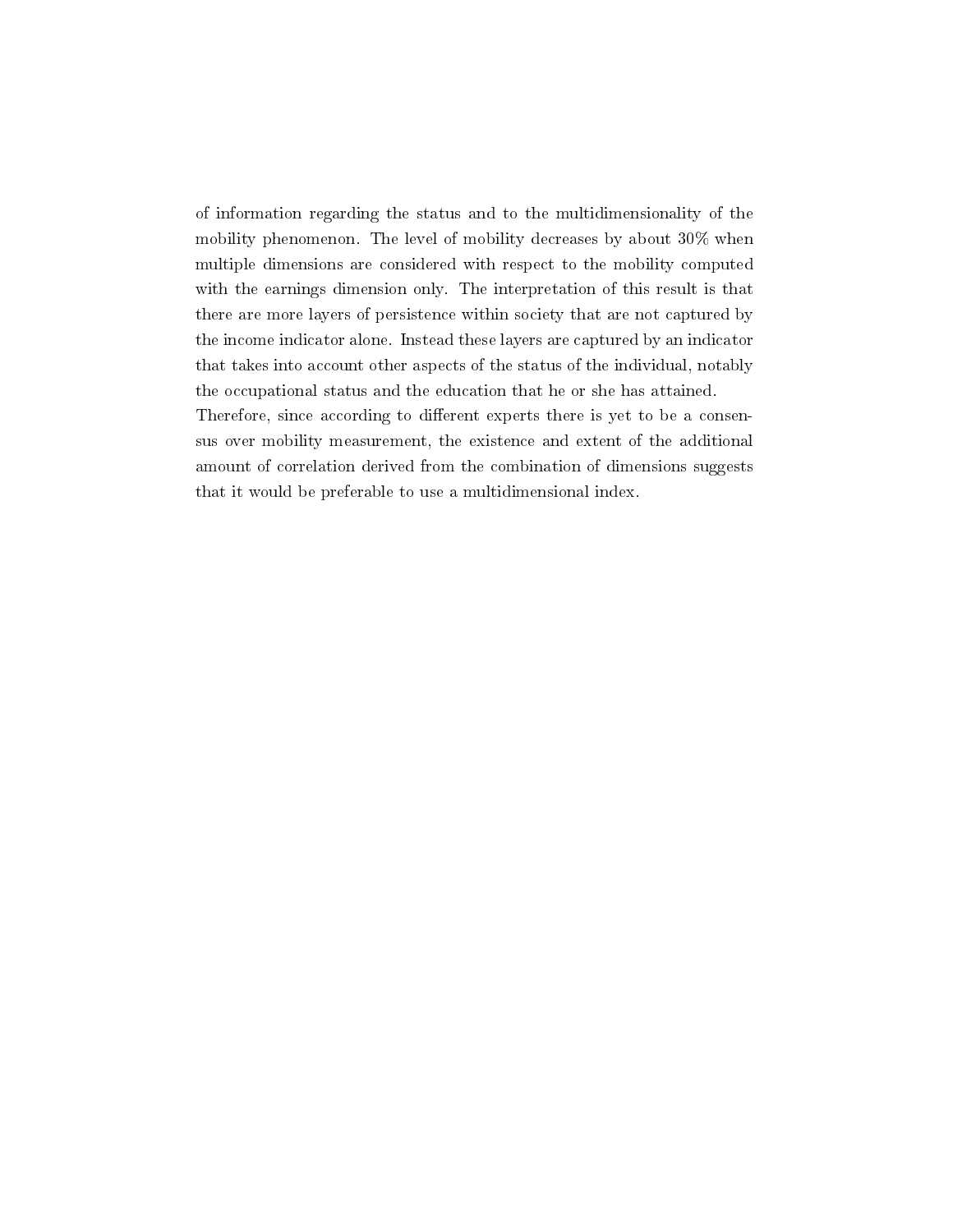of information regarding the status and to the multidimensionality of the mobility phenomenon. The level of mobility decreases by about 30% when multiple dimensions are considered with respect to the mobility computed with the earnings dimension only. The interpretation of this result is that there are more layers of persistence within society that are not captured by the income indicator alone. Instead these layers are captured by an indicator that takes into account other aspects of the status of the individual, notably the occupational status and the education that he or she has attained.

Therefore, since according to different experts there is yet to be a consensus over mobility measurement, the existence and extent of the additional amount of correlation derived from the combination of dimensions suggests that it would be preferable to use a multidimensional index.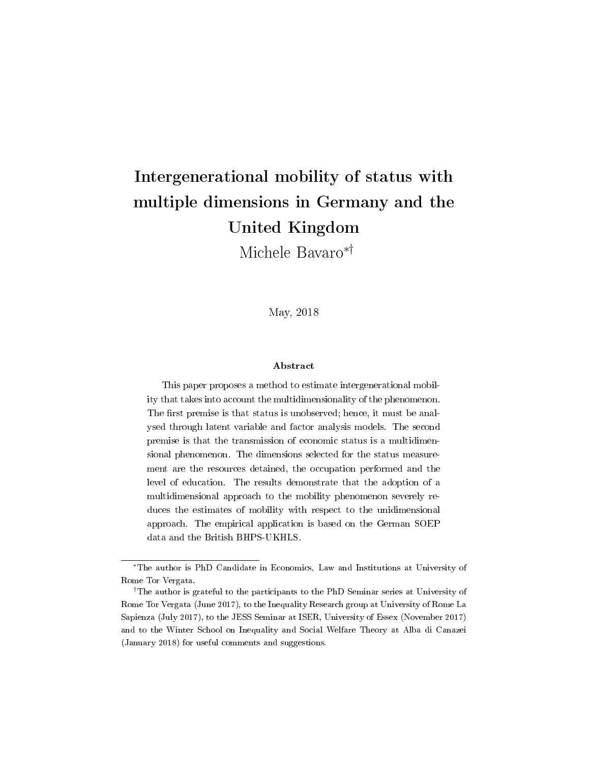# Intergenerational mobility of status with multiple dimensions in Germany and the United Kingdom

Michele Bavaro[*][†]

May, 2018

### Abstract

This paper proposes a method to estimate intergenerational mobility that takes into account the multidimensionality of the phenomenon. The first premise is that status is unobserved; hence, it must be analysed through latent variable and factor analysis models. The second premise is that the transmission of economic status is a multidimensional phenomenon. The dimensions selected for the status measurement are the resources detained, the occupation performed and the level of education. The results demonstrate that the adoption of a multidimensional approach to the mobility phenomenon severely reduces the estimates of mobility with respect to the unidimensional approach. The empirical application is based on the German SOEP data and the British BHPS-UKHLS.

---

[*] The author is PhD Candidate in Economics, Law and Institutions at University of Rome Tor Vergata.

[†] The author is grateful to the participants to the PhD Seminar series at University of Rome Tor Vergata (June 2017), to the Inequality Research group at University of Rome La Sapienza (July 2017), to the JESS Seminar at ISER, University of Essex (November 2017) and to the Winter School on Inequality and Social Welfare Theory at Alba di Canazei (January 2018) for useful comments and suggestions.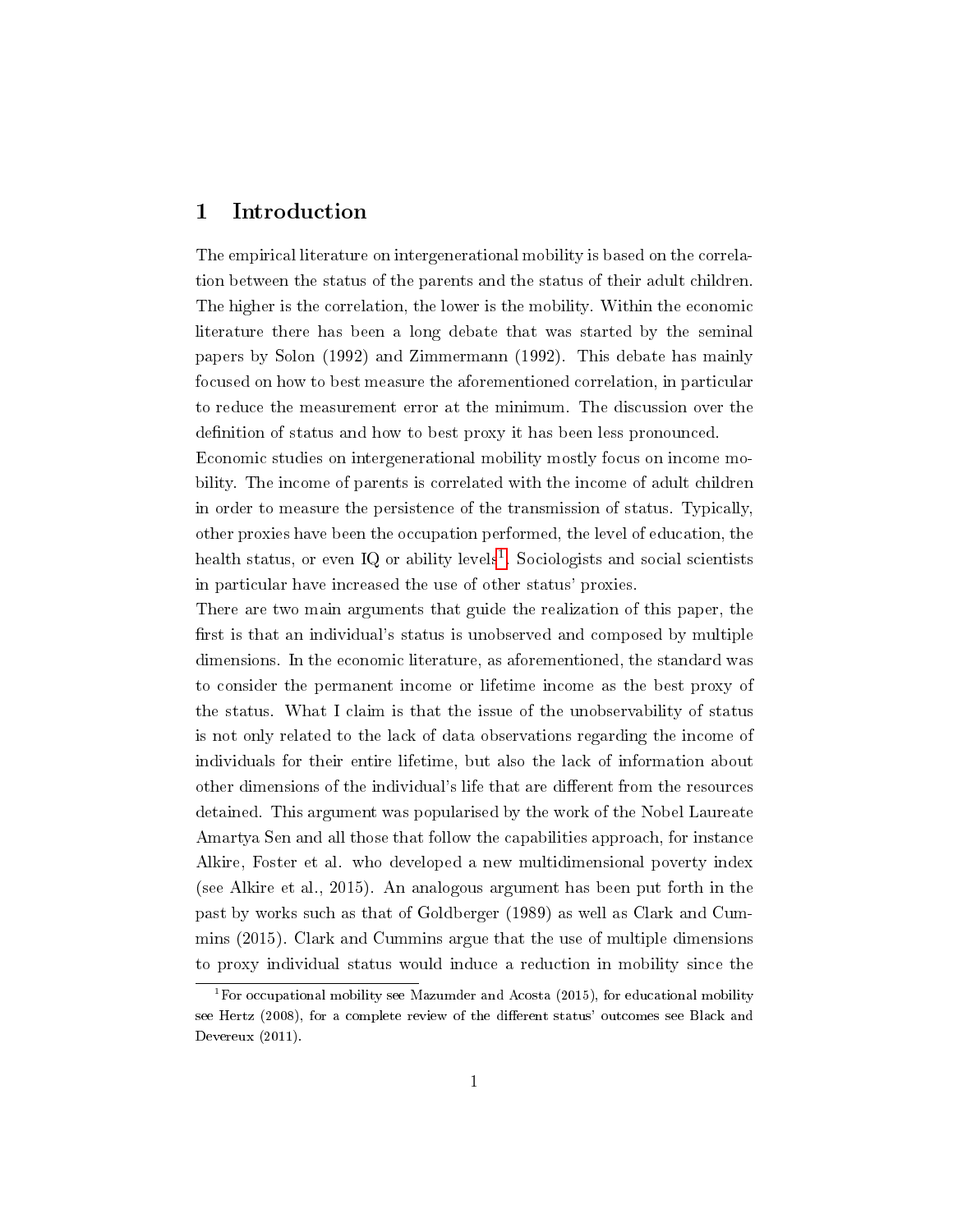# 1 Introduction

The empirical literature on intergenerational mobility is based on the correlation between the status of the parents and the status of their adult children. The higher is the correlation, the lower is the mobility. Within the economic literature there has been a long debate that was started by the seminal papers by Solon (1992) and Zimmermann (1992). This debate has mainly focused on how to best measure the aforementioned correlation, in particular to reduce the measurement error at the minimum. The discussion over the definition of status and how to best proxy it has been less pronounced.

Economic studies on intergenerational mobility mostly focus on income mobility. The income of parents is correlated with the income of adult children in order to measure the persistence of the transmission of status. Typically, other proxies have been the occupation performed, the level of education, the health status, or even IQ or ability levels[1]. Sociologists and social scientists in particular have increased the use of other status' proxies.

There are two main arguments that guide the realization of this paper, the first is that an individual's status is unobserved and composed by multiple dimensions. In the economic literature, as aforementioned, the standard was to consider the permanent income or lifetime income as the best proxy of the status. What I claim is that the issue of the unobservability of status is not only related to the lack of data observations regarding the income of individuals for their entire lifetime, but also the lack of information about other dimensions of the individual's life that are different from the resources detained. This argument was popularised by the work of the Nobel Laureate Amartya Sen and all those that follow the capabilities approach, for instance Alkire, Foster et al. who developed a new multidimensional poverty index (see Alkire et al., 2015). An analogous argument has been put forth in the past by works such as that of Goldberger (1989) as well as Clark and Cummins (2015). Clark and Cummins argue that the use of multiple dimensions to proxy individual status would induce a reduction in mobility since the

[1] For occupational mobility see Mazumder and Acosta (2015), for educational mobility see Hertz (2008), for a complete review of the different status' outcomes see Black and Devereux (2011).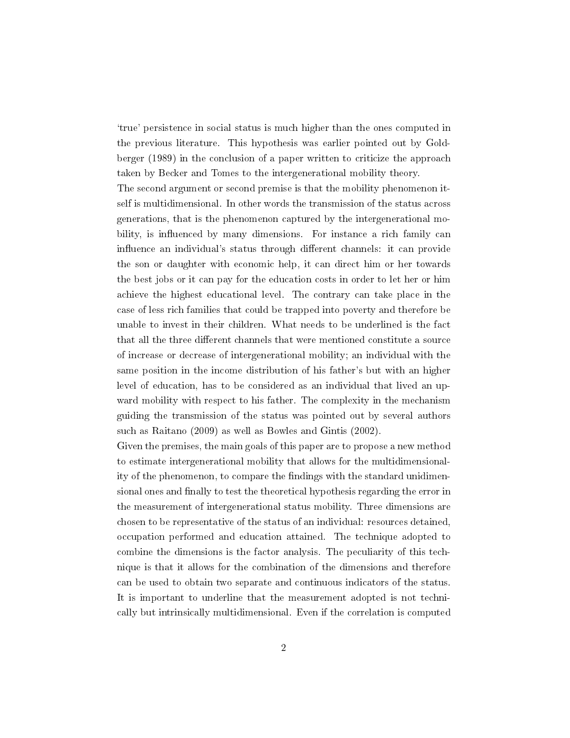'true' persistence in social status is much higher than the ones computed in the previous literature. This hypothesis was earlier pointed out by Goldberger (1989) in the conclusion of a paper written to criticize the approach taken by Becker and Tomes to the intergenerational mobility theory.

The second argument or second premise is that the mobility phenomenon itself is multidimensional. In other words the transmission of the status across generations, that is the phenomenon captured by the intergenerational mobility, is influenced by many dimensions. For instance a rich family can influence an individual's status through different channels: it can provide the son or daughter with economic help, it can direct him or her towards the best jobs or it can pay for the education costs in order to let her or him achieve the highest educational level. The contrary can take place in the case of less rich families that could be trapped into poverty and therefore be unable to invest in their children. What needs to be underlined is the fact that all the three different channels that were mentioned constitute a source of increase or decrease of intergenerational mobility; an individual with the same position in the income distribution of his father's but with an higher level of education, has to be considered as an individual that lived an upward mobility with respect to his father. The complexity in the mechanism guiding the transmission of the status was pointed out by several authors such as Raitano (2009) as well as Bowles and Gintis (2002).

Given the premises, the main goals of this paper are to propose a new method to estimate intergenerational mobility that allows for the multidimensionality of the phenomenon, to compare the findings with the standard unidimensional ones and finally to test the theoretical hypothesis regarding the error in the measurement of intergenerational status mobility. Three dimensions are chosen to be representative of the status of an individual: resources detained, occupation performed and education attained. The technique adopted to combine the dimensions is the factor analysis. The peculiarity of this technique is that it allows for the combination of the dimensions and therefore can be used to obtain two separate and continuous indicators of the status. It is important to underline that the measurement adopted is not technically but intrinsically multidimensional. Even if the correlation is computed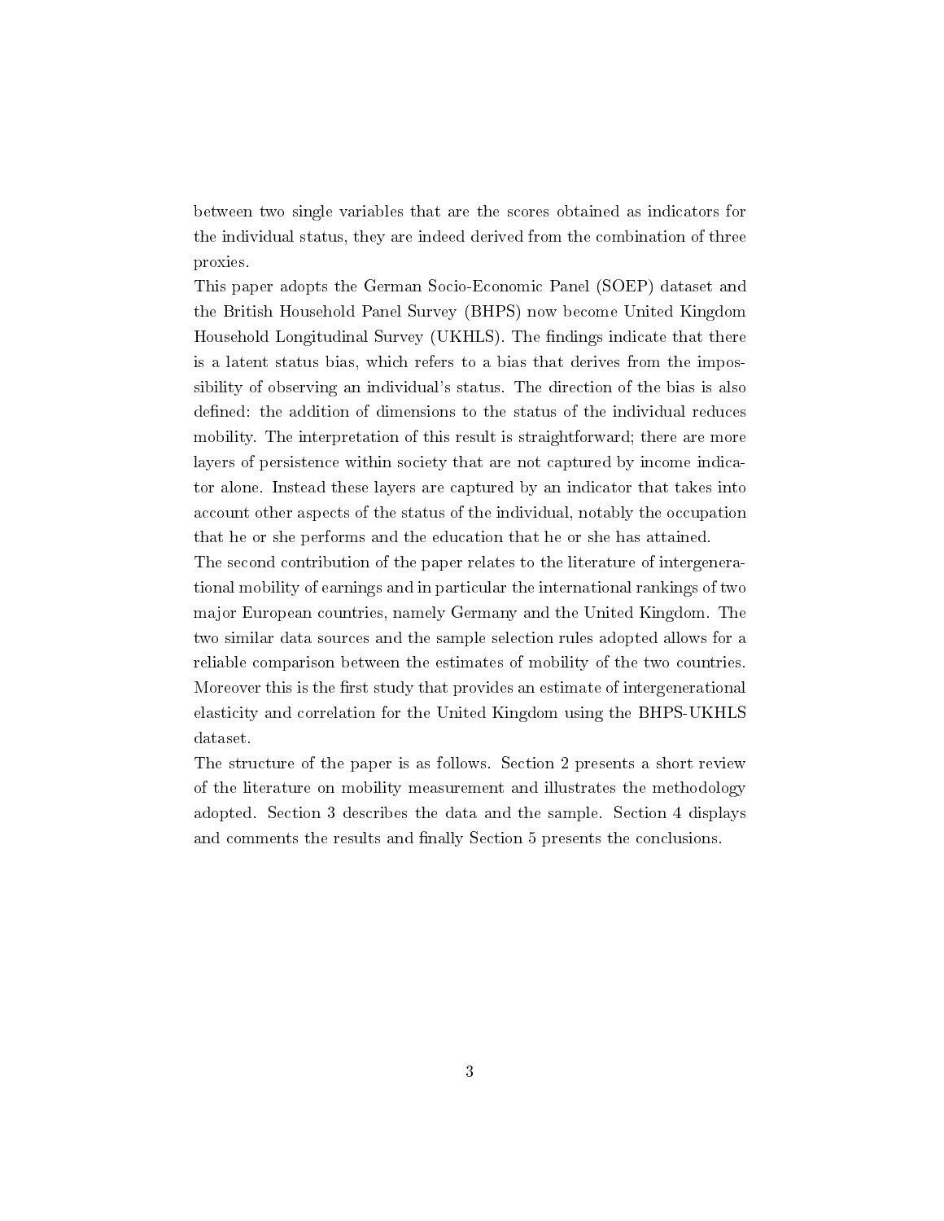between two single variables that are the scores obtained as indicators for the individual status, they are indeed derived from the combination of three proxies.

This paper adopts the German Socio-Economic Panel (SOEP) dataset and the British Household Panel Survey (BHPS) now become United Kingdom Household Longitudinal Survey (UKHLS). The findings indicate that there is a latent status bias, which refers to a bias that derives from the impossibility of observing an individual's status. The direction of the bias is also defined: the addition of dimensions to the status of the individual reduces mobility. The interpretation of this result is straightforward; there are more layers of persistence within society that are not captured by income indicator alone. Instead these layers are captured by an indicator that takes into account other aspects of the status of the individual, notably the occupation that he or she performs and the education that he or she has attained.

The second contribution of the paper relates to the literature of intergenerational mobility of earnings and in particular the international rankings of two major European countries, namely Germany and the United Kingdom. The two similar data sources and the sample selection rules adopted allows for a reliable comparison between the estimates of mobility of the two countries. Moreover this is the first study that provides an estimate of intergenerational elasticity and correlation for the United Kingdom using the BHPS-UKHLS dataset.

The structure of the paper is as follows. Section 2 presents a short review of the literature on mobility measurement and illustrates the methodology adopted. Section 3 describes the data and the sample. Section 4 displays and comments the results and finally Section 5 presents the conclusions.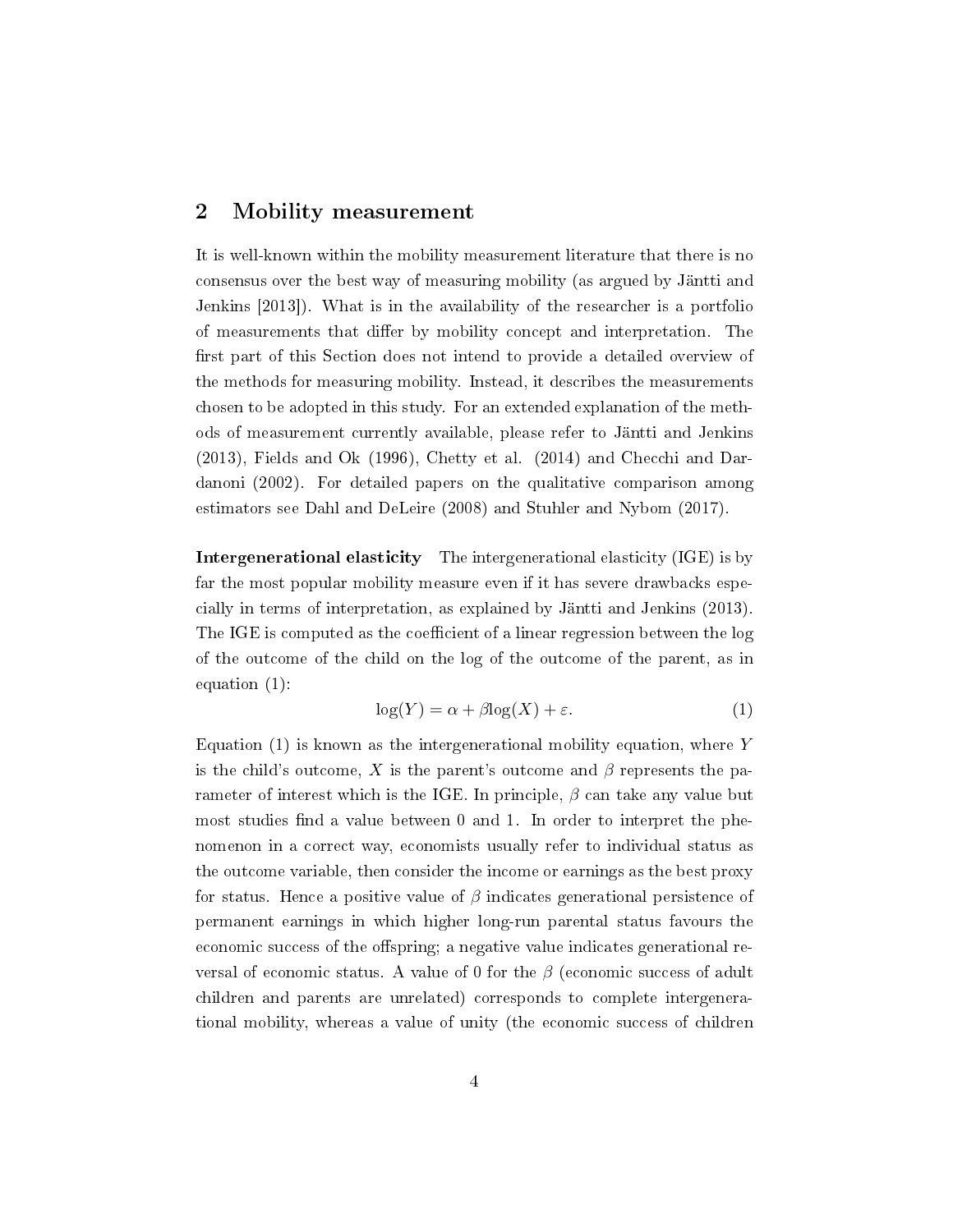## 2 Mobility measurement

It is well-known within the mobility measurement literature that there is no consensus over the best way of measuring mobility (as argued by Jäntti and Jenkins [2013]). What is in the availability of the researcher is a portfolio of measurements that differ by mobility concept and interpretation. The first part of this Section does not intend to provide a detailed overview of the methods for measuring mobility. Instead, it describes the measurements chosen to be adopted in this study. For an extended explanation of the methods of measurement currently available, please refer to Jäntti and Jenkins (2013), Fields and Ok (1996), Chetty et al. (2014) and Checchi and Dardanoni (2002). For detailed papers on the qualitative comparison among estimators see Dahl and DeLeire (2008) and Stuhler and Nybom (2017).

**Intergenerational elasticity** The intergenerational elasticity (IGE) is by far the most popular mobility measure even if it has severe drawbacks especially in terms of interpretation, as explained by Jäntti and Jenkins (2013). The IGE is computed as the coefficient of a linear regression between the log of the outcome of the child on the log of the outcome of the parent, as in equation (1):

$$\log(Y) = \alpha + \beta\log(X) + \varepsilon. \tag{1}$$

Equation (1) is known as the intergenerational mobility equation, where $Y$ is the child's outcome, $X$ is the parent's outcome and $\beta$ represents the parameter of interest which is the IGE. In principle, $\beta$ can take any value but most studies find a value between 0 and 1. In order to interpret the phenomenon in a correct way, economists usually refer to individual status as the outcome variable, then consider the income or earnings as the best proxy for status. Hence a positive value of $\beta$ indicates generational persistence of permanent earnings in which higher long-run parental status favours the economic success of the offspring; a negative value indicates generational reversal of economic status. A value of 0 for the $\beta$ (economic success of adult children and parents are unrelated) corresponds to complete intergenerational mobility, whereas a value of unity (the economic success of children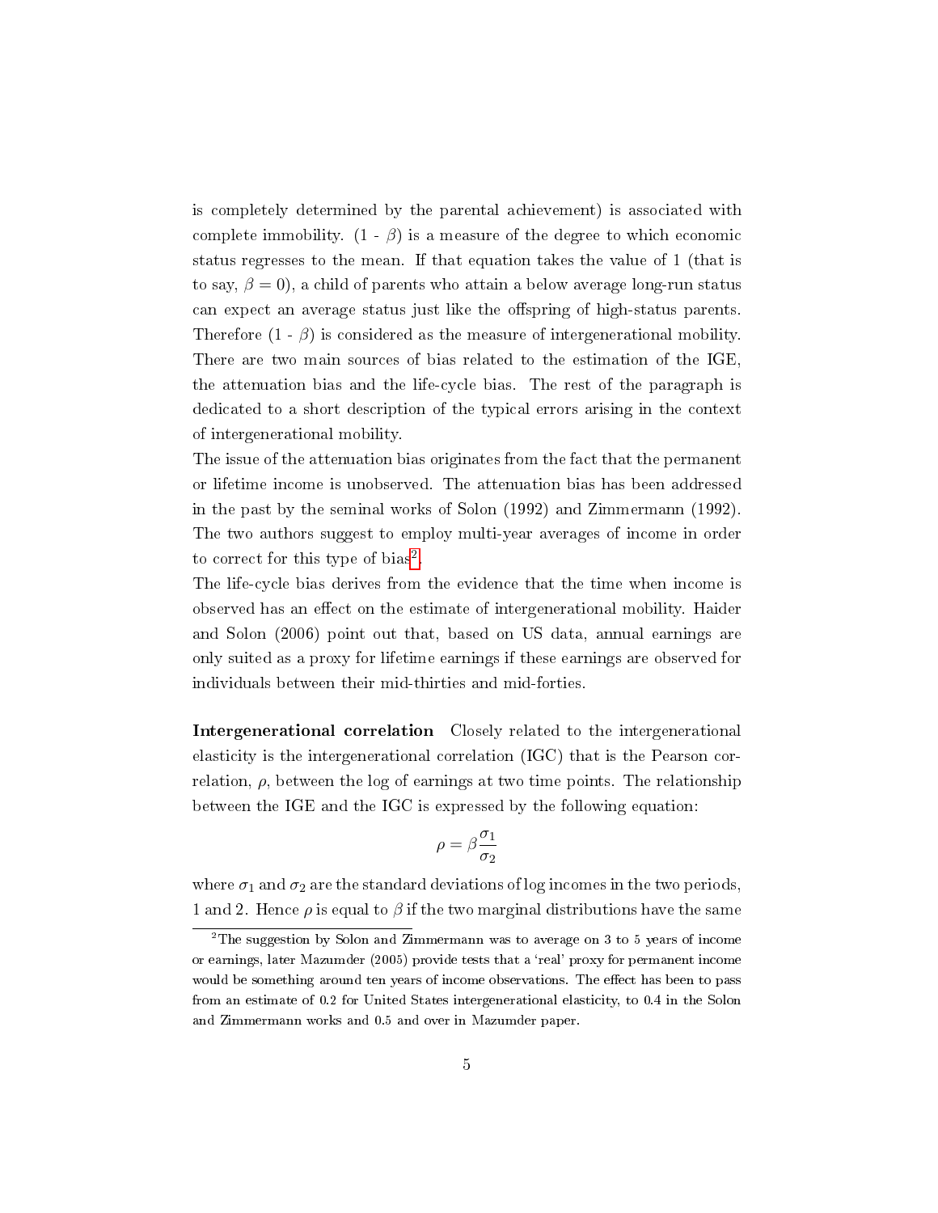is completely determined by the parental achievement) is associated with complete immobility. (1 - $\beta$) is a measure of the degree to which economic status regresses to the mean. If that equation takes the value of 1 (that is to say, $\beta = 0$), a child of parents who attain a below average long-run status can expect an average status just like the offspring of high-status parents. Therefore (1 - $\beta$) is considered as the measure of intergenerational mobility. There are two main sources of bias related to the estimation of the IGE, the attenuation bias and the life-cycle bias. The rest of the paragraph is dedicated to a short description of the typical errors arising in the context of intergenerational mobility.

The issue of the attenuation bias originates from the fact that the permanent or lifetime income is unobserved. The attenuation bias has been addressed in the past by the seminal works of Solon (1992) and Zimmermann (1992). The two authors suggest to employ multi-year averages of income in order to correct for this type of bias[2].

The life-cycle bias derives from the evidence that the time when income is observed has an effect on the estimate of intergenerational mobility. Haider and Solon (2006) point out that, based on US data, annual earnings are only suited as a proxy for lifetime earnings if these earnings are observed for individuals between their mid-thirties and mid-forties.

**Intergenerational correlation** Closely related to the intergenerational elasticity is the intergenerational correlation (IGC) that is the Pearson correlation, $\rho$, between the log of earnings at two time points. The relationship between the IGE and the IGC is expressed by the following equation:

$$\rho = \beta \frac{\sigma_1}{\sigma_2}$$

where $\sigma_1$ and $\sigma_2$ are the standard deviations of log incomes in the two periods, 1 and 2. Hence $\rho$ is equal to $\beta$ if the two marginal distributions have the same

[2] The suggestion by Solon and Zimmermann was to average on 3 to 5 years of income or earnings, later Mazumder (2005) provide tests that a 'real' proxy for permanent income would be something around ten years of income observations. The effect has been to pass from an estimate of 0.2 for United States intergenerational elasticity, to 0.4 in the Solon and Zimmermann works and 0.5 and over in Mazumder paper.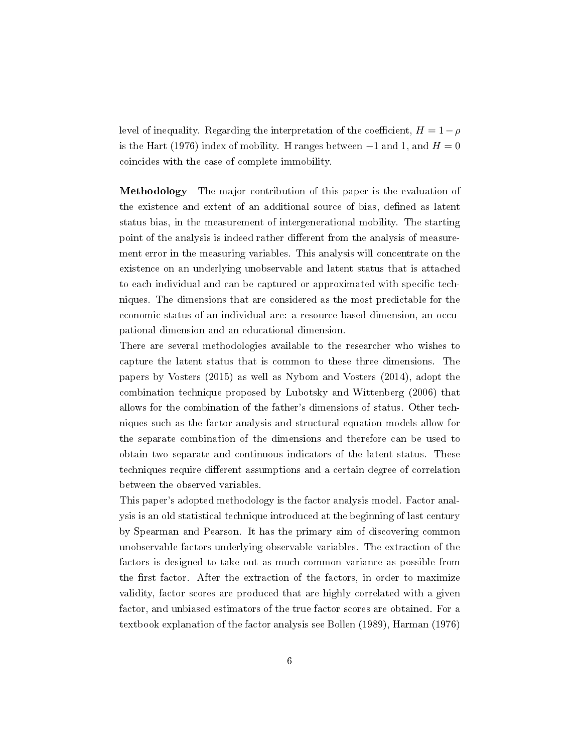level of inequality. Regarding the interpretation of the coefficient, $H = 1 - \rho$ is the Hart (1976) index of mobility. H ranges between $-1$ and 1, and $H = 0$ coincides with the case of complete immobility.

**Methodology** The major contribution of this paper is the evaluation of the existence and extent of an additional source of bias, defined as latent status bias, in the measurement of intergenerational mobility. The starting point of the analysis is indeed rather different from the analysis of measurement error in the measuring variables. This analysis will concentrate on the existence on an underlying unobservable and latent status that is attached to each individual and can be captured or approximated with specific techniques. The dimensions that are considered as the most predictable for the economic status of an individual are: a resource based dimension, an occupational dimension and an educational dimension.

There are several methodologies available to the researcher who wishes to capture the latent status that is common to these three dimensions. The papers by Vosters (2015) as well as Nybom and Vosters (2014), adopt the combination technique proposed by Lubotsky and Wittenberg (2006) that allows for the combination of the father's dimensions of status. Other techniques such as the factor analysis and structural equation models allow for the separate combination of the dimensions and therefore can be used to obtain two separate and continuous indicators of the latent status. These techniques require different assumptions and a certain degree of correlation between the observed variables.

This paper's adopted methodology is the factor analysis model. Factor analysis is an old statistical technique introduced at the beginning of last century by Spearman and Pearson. It has the primary aim of discovering common unobservable factors underlying observable variables. The extraction of the factors is designed to take out as much common variance as possible from the first factor. After the extraction of the factors, in order to maximize validity, factor scores are produced that are highly correlated with a given factor, and unbiased estimators of the true factor scores are obtained. For a textbook explanation of the factor analysis see Bollen (1989), Harman (1976)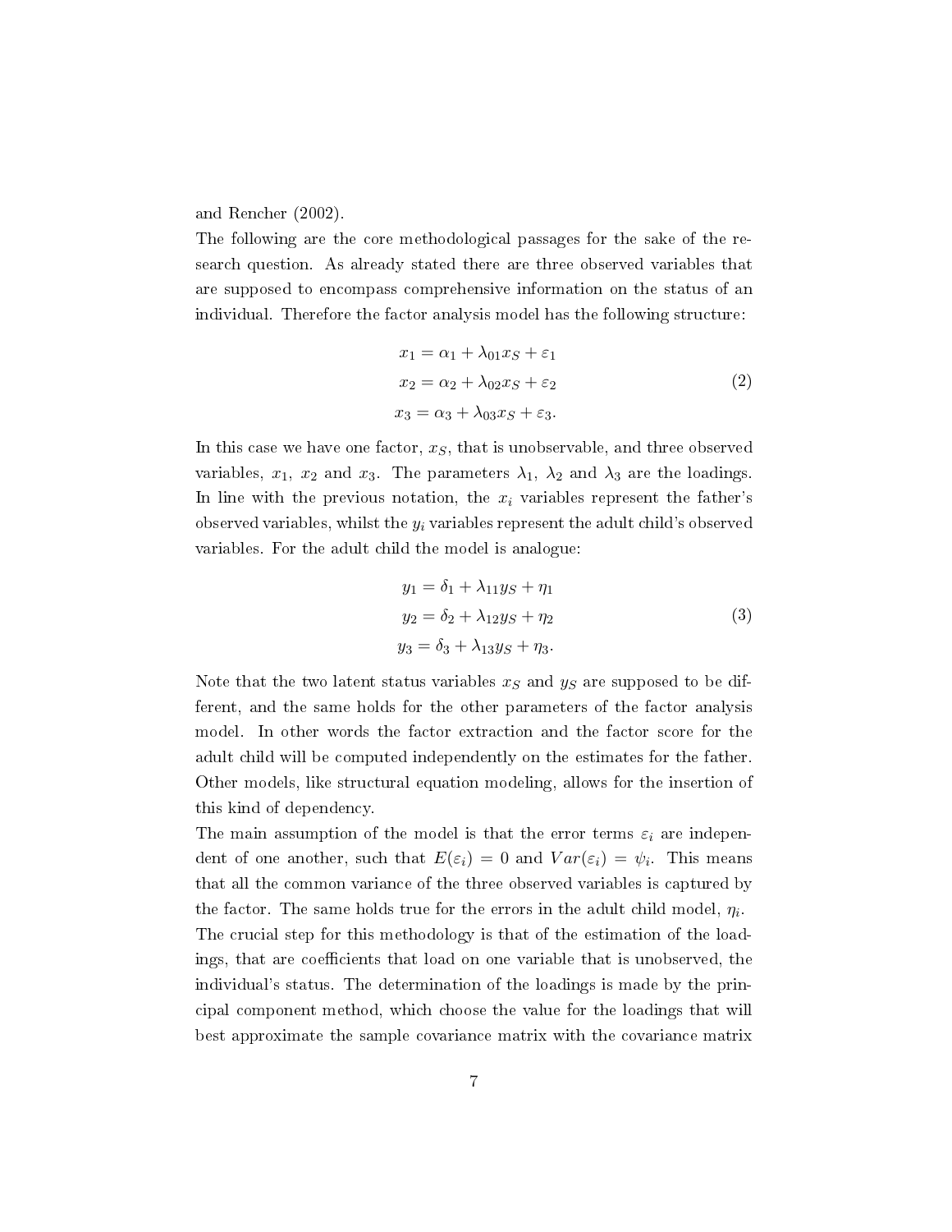and Rencher (2002).

The following are the core methodological passages for the sake of the research question. As already stated there are three observed variables that are supposed to encompass comprehensive information on the status of an individual. Therefore the factor analysis model has the following structure:

$$
\begin{aligned}
x_1 &= \alpha_1 + \lambda_{01} x_S + \varepsilon_1 \\
x_2 &= \alpha_2 + \lambda_{02} x_S + \varepsilon_2 \\
x_3 &= \alpha_3 + \lambda_{03} x_S + \varepsilon_3.
\end{aligned}
\tag{2}
$$

In this case we have one factor, $x_S$, that is unobservable, and three observed variables, $x_1$, $x_2$ and $x_3$. The parameters $\lambda_1$, $\lambda_2$ and $\lambda_3$ are the loadings. In line with the previous notation, the $x_i$ variables represent the father's observed variables, whilst the $y_i$ variables represent the adult child's observed variables. For the adult child the model is analogue:

$$
\begin{aligned}
y_1 &= \delta_1 + \lambda_{11} y_S + \eta_1 \\
y_2 &= \delta_2 + \lambda_{12} y_S + \eta_2 \\
y_3 &= \delta_3 + \lambda_{13} y_S + \eta_3.
\end{aligned}
\tag{3}
$$

Note that the two latent status variables $x_S$ and $y_S$ are supposed to be different, and the same holds for the other parameters of the factor analysis model. In other words the factor extraction and the factor score for the adult child will be computed independently on the estimates for the father. Other models, like structural equation modeling, allows for the insertion of this kind of dependency.

The main assumption of the model is that the error terms $\varepsilon_i$ are independent of one another, such that $E(\varepsilon_i) = 0$ and $Var(\varepsilon_i) = \psi_i$. This means that all the common variance of the three observed variables is captured by the factor. The same holds true for the errors in the adult child model, $\eta_i$.

The crucial step for this methodology is that of the estimation of the loadings, that are coefficients that load on one variable that is unobserved, the individual's status. The determination of the loadings is made by the principal component method, which choose the value for the loadings that will best approximate the sample covariance matrix with the covariance matrix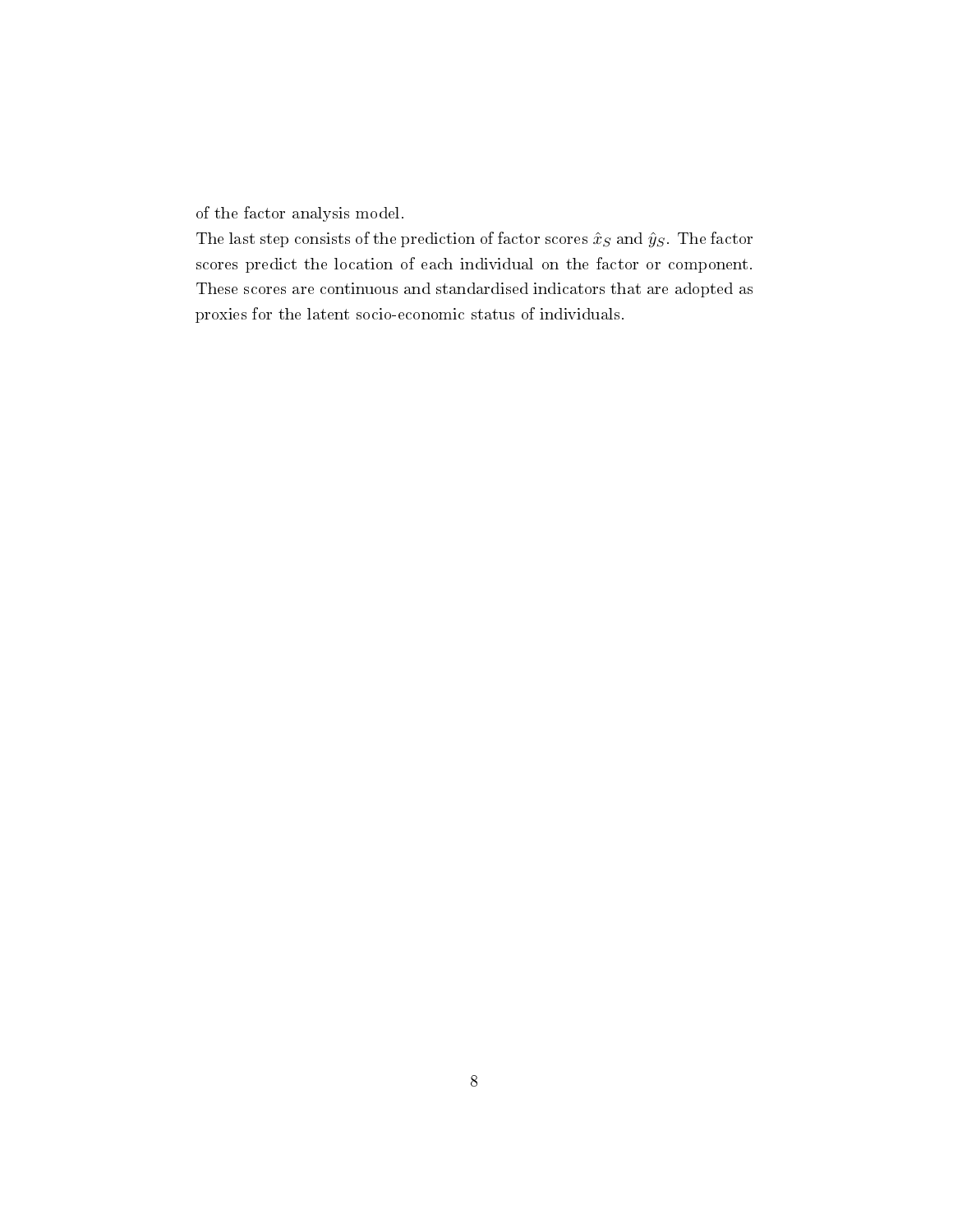of the factor analysis model.

The last step consists of the prediction of factor scores $\hat{x}_S$ and $\hat{y}_S$. The factor scores predict the location of each individual on the factor or component. These scores are continuous and standardised indicators that are adopted as proxies for the latent socio-economic status of individuals.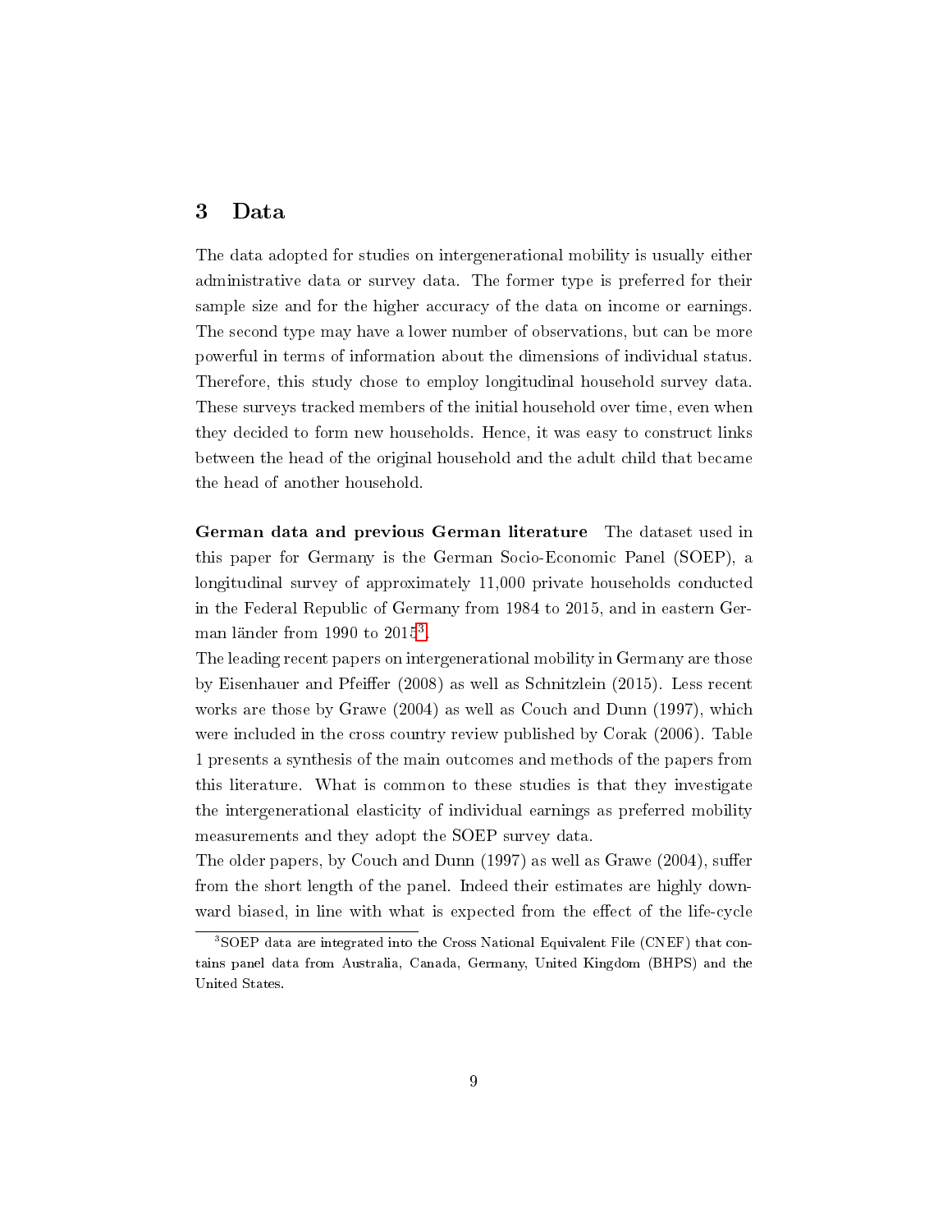# 3 Data

The data adopted for studies on intergenerational mobility is usually either administrative data or survey data. The former type is preferred for their sample size and for the higher accuracy of the data on income or earnings. The second type may have a lower number of observations, but can be more powerful in terms of information about the dimensions of individual status. Therefore, this study chose to employ longitudinal household survey data. These surveys tracked members of the initial household over time, even when they decided to form new households. Hence, it was easy to construct links between the head of the original household and the adult child that became the head of another household.

**German data and previous German literature** The dataset used in this paper for Germany is the German Socio-Economic Panel (SOEP), a longitudinal survey of approximately 11,000 private households conducted in the Federal Republic of Germany from 1984 to 2015, and in eastern German länder from 1990 to 2015[3].

The leading recent papers on intergenerational mobility in Germany are those by Eisenhauer and Pfeiffer (2008) as well as Schnitzlein (2015). Less recent works are those by Grawe (2004) as well as Couch and Dunn (1997), which were included in the cross country review published by Corak (2006). Table 1 presents a synthesis of the main outcomes and methods of the papers from this literature. What is common to these studies is that they investigate the intergenerational elasticity of individual earnings as preferred mobility measurements and they adopt the SOEP survey data.

The older papers, by Couch and Dunn (1997) as well as Grawe (2004), suffer from the short length of the panel. Indeed their estimates are highly downward biased, in line with what is expected from the effect of the life-cycle

[3] SOEP data are integrated into the Cross National Equivalent File (CNEF) that contains panel data from Australia, Canada, Germany, United Kingdom (BHPS) and the United States.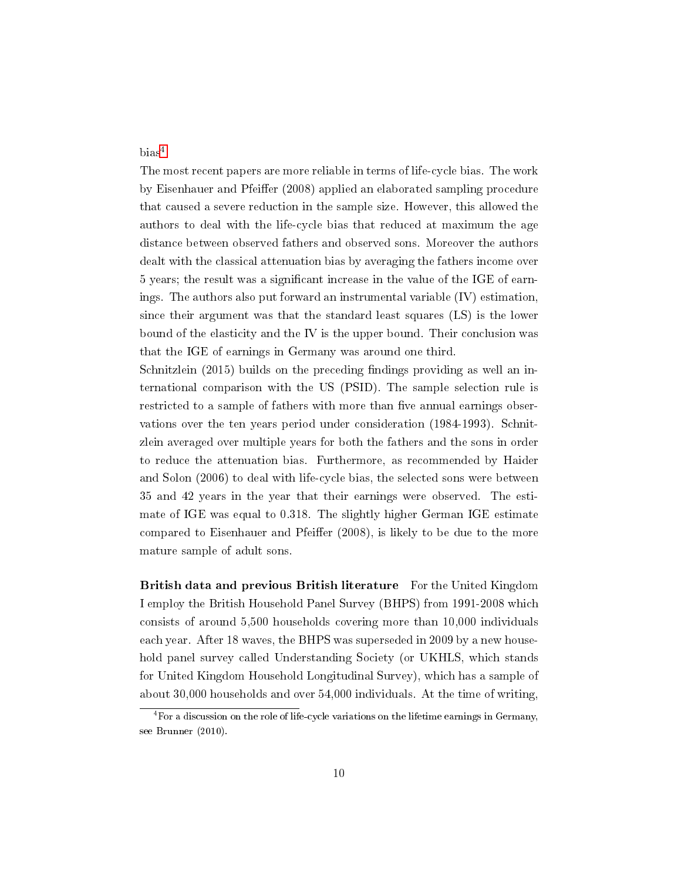bias[4]

The most recent papers are more reliable in terms of life-cycle bias. The work by Eisenhauer and Pfeiffer (2008) applied an elaborated sampling procedure that caused a severe reduction in the sample size. However, this allowed the authors to deal with the life-cycle bias that reduced at maximum the age distance between observed fathers and observed sons. Moreover the authors dealt with the classical attenuation bias by averaging the fathers income over 5 years; the result was a significant increase in the value of the IGE of earnings. The authors also put forward an instrumental variable (IV) estimation, since their argument was that the standard least squares (LS) is the lower bound of the elasticity and the IV is the upper bound. Their conclusion was that the IGE of earnings in Germany was around one third.

Schnitzlein (2015) builds on the preceding findings providing as well an international comparison with the US (PSID). The sample selection rule is restricted to a sample of fathers with more than five annual earnings observations over the ten years period under consideration (1984-1993). Schnitzlein averaged over multiple years for both the fathers and the sons in order to reduce the attenuation bias. Furthermore, as recommended by Haider and Solon (2006) to deal with life-cycle bias, the selected sons were between 35 and 42 years in the year that their earnings were observed. The estimate of IGE was equal to 0.318. The slightly higher German IGE estimate compared to Eisenhauer and Pfeiffer (2008), is likely to be due to the more mature sample of adult sons.

**British data and previous British literature** For the United Kingdom I employ the British Household Panel Survey (BHPS) from 1991-2008 which consists of around 5,500 households covering more than 10,000 individuals each year. After 18 waves, the BHPS was superseded in 2009 by a new household panel survey called Understanding Society (or UKHLS, which stands for United Kingdom Household Longitudinal Survey), which has a sample of about 30,000 households and over 54,000 individuals. At the time of writing,

[4] For a discussion on the role of life-cycle variations on the lifetime earnings in Germany, see Brunner (2010).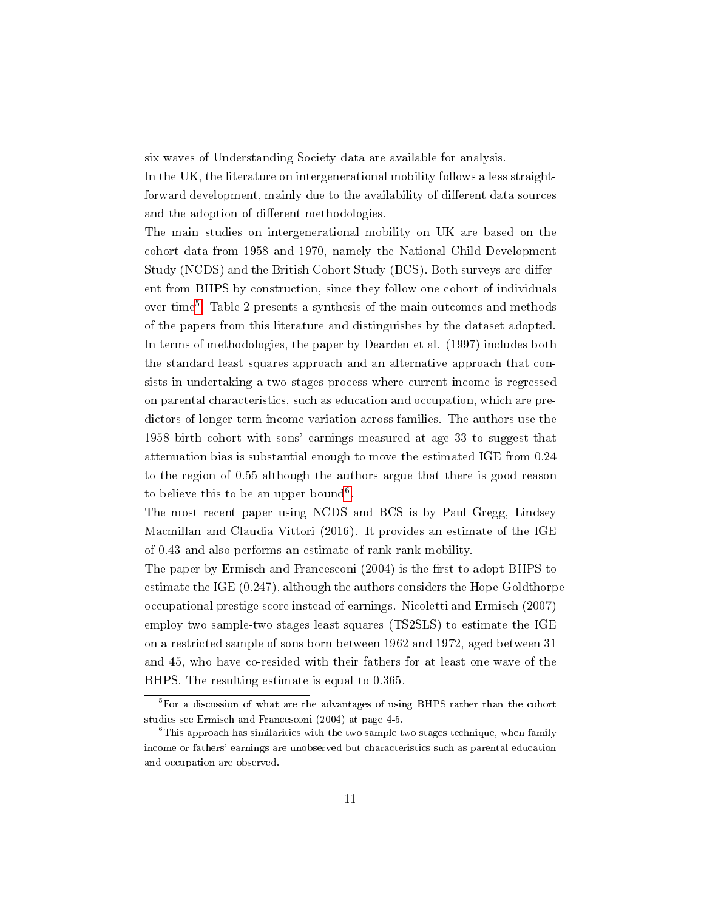six waves of Understanding Society data are available for analysis.

In the UK, the literature on intergenerational mobility follows a less straightforward development, mainly due to the availability of different data sources and the adoption of different methodologies.

The main studies on intergenerational mobility on UK are based on the cohort data from 1958 and 1970, namely the National Child Development Study (NCDS) and the British Cohort Study (BCS). Both surveys are different from BHPS by construction, since they follow one cohort of individuals over time[5]. Table 2 presents a synthesis of the main outcomes and methods of the papers from this literature and distinguishes by the dataset adopted. In terms of methodologies, the paper by Dearden et al. (1997) includes both the standard least squares approach and an alternative approach that consists in undertaking a two stages process where current income is regressed on parental characteristics, such as education and occupation, which are predictors of longer-term income variation across families. The authors use the 1958 birth cohort with sons' earnings measured at age 33 to suggest that attenuation bias is substantial enough to move the estimated IGE from 0.24 to the region of 0.55 although the authors argue that there is good reason to believe this to be an upper bound[6].

The most recent paper using NCDS and BCS is by Paul Gregg, Lindsey Macmillan and Claudia Vittori (2016). It provides an estimate of the IGE of 0.43 and also performs an estimate of rank-rank mobility.

The paper by Ermisch and Francesconi (2004) is the first to adopt BHPS to estimate the IGE (0.247), although the authors considers the Hope-Goldthorpe occupational prestige score instead of earnings. Nicoletti and Ermisch (2007) employ two sample-two stages least squares (TS2SLS) to estimate the IGE on a restricted sample of sons born between 1962 and 1972, aged between 31 and 45, who have co-resided with their fathers for at least one wave of the BHPS. The resulting estimate is equal to 0.365.

---

[5] For a discussion of what are the advantages of using BHPS rather than the cohort studies see Ermisch and Francesconi (2004) at page 4-5.

[6] This approach has similarities with the two sample two stages technique, when family income or fathers' earnings are unobserved but characteristics such as parental education and occupation are observed.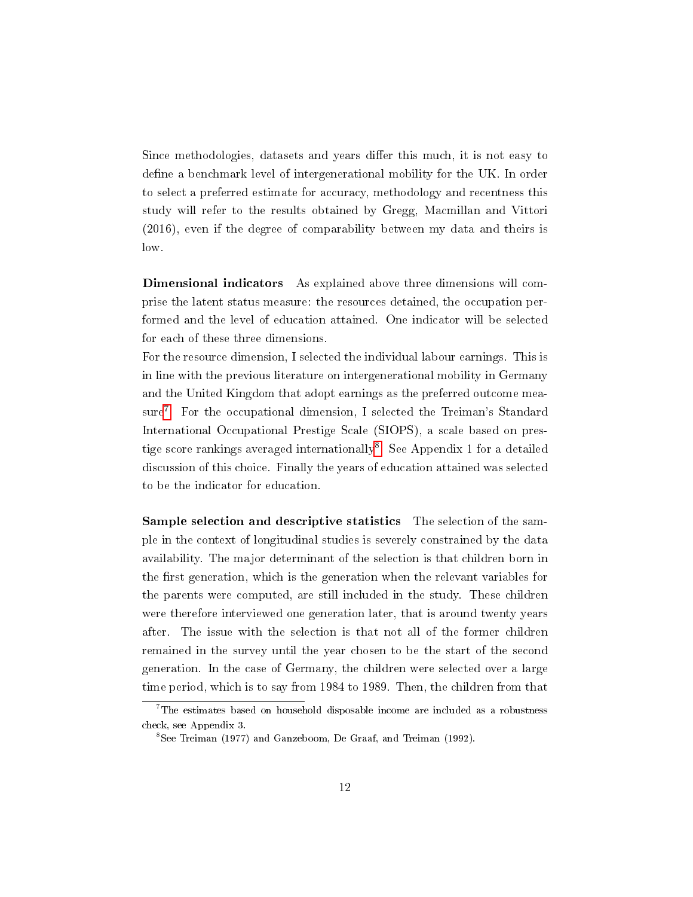Since methodologies, datasets and years differ this much, it is not easy to define a benchmark level of intergenerational mobility for the UK. In order to select a preferred estimate for accuracy, methodology and recentness this study will refer to the results obtained by Gregg, Macmillan and Vittori (2016), even if the degree of comparability between my data and theirs is low.

**Dimensional indicators** As explained above three dimensions will comprise the latent status measure: the resources detained, the occupation performed and the level of education attained. One indicator will be selected for each of these three dimensions.

For the resource dimension, I selected the individual labour earnings. This is in line with the previous literature on intergenerational mobility in Germany and the United Kingdom that adopt earnings as the preferred outcome measure[7]. For the occupational dimension, I selected the Treiman's Standard International Occupational Prestige Scale (SIOPS), a scale based on prestige score rankings averaged internationally[8]. See Appendix 1 for a detailed discussion of this choice. Finally the years of education attained was selected to be the indicator for education.

**Sample selection and descriptive statistics** The selection of the sample in the context of longitudinal studies is severely constrained by the data availability. The major determinant of the selection is that children born in the first generation, which is the generation when the relevant variables for the parents were computed, are still included in the study. These children were therefore interviewed one generation later, that is around twenty years after. The issue with the selection is that not all of the former children remained in the survey until the year chosen to be the start of the second generation. In the case of Germany, the children were selected over a large time period, which is to say from 1984 to 1989. Then, the children from that

[7] The estimates based on household disposable income are included as a robustness check, see Appendix 3.

[8] See Treiman (1977) and Ganzeboom, De Graaf, and Treiman (1992).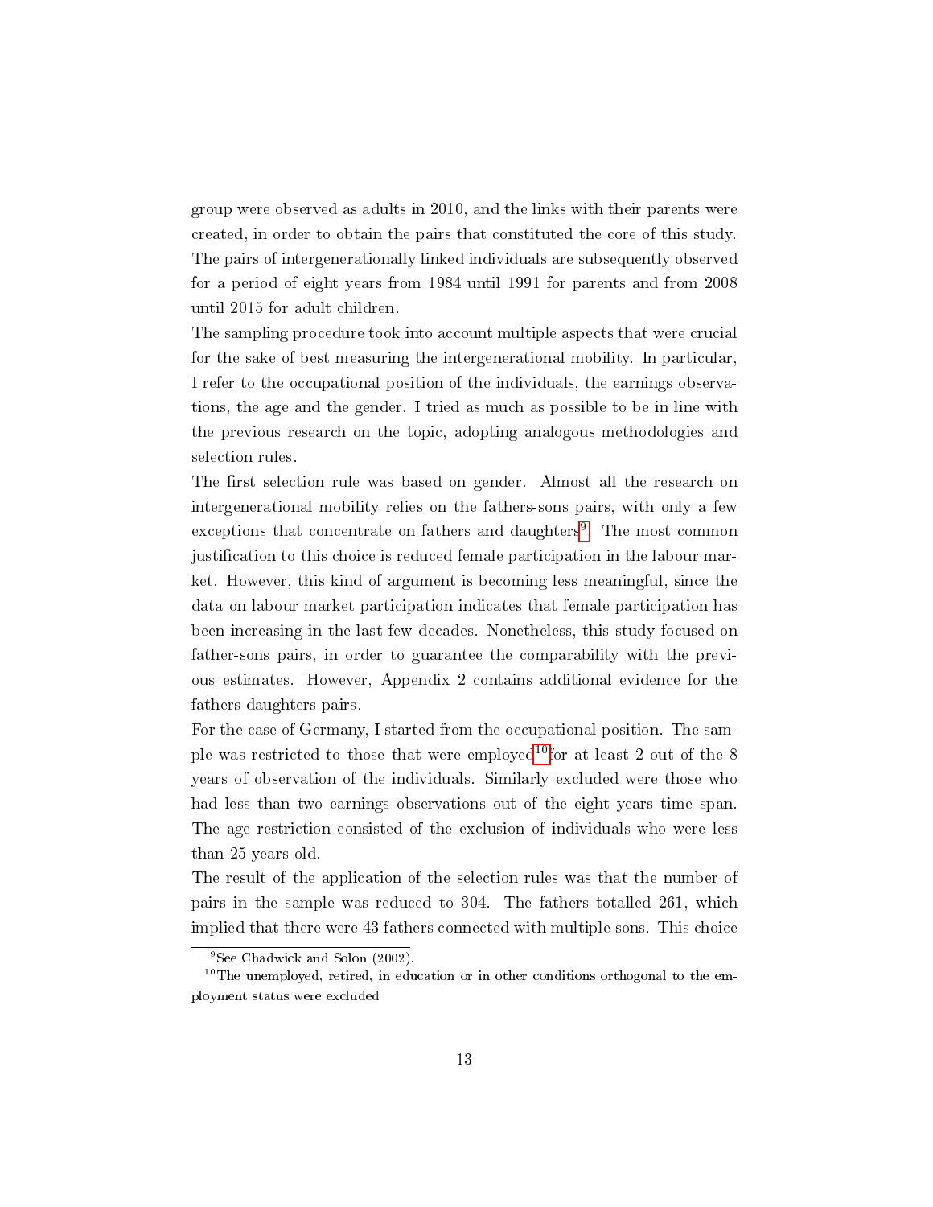group were observed as adults in 2010, and the links with their parents were created, in order to obtain the pairs that constituted the core of this study. The pairs of intergenerationally linked individuals are subsequently observed for a period of eight years from 1984 until 1991 for parents and from 2008 until 2015 for adult children.

The sampling procedure took into account multiple aspects that were crucial for the sake of best measuring the intergenerational mobility. In particular, I refer to the occupational position of the individuals, the earnings observations, the age and the gender. I tried as much as possible to be in line with the previous research on the topic, adopting analogous methodologies and selection rules.

The first selection rule was based on gender. Almost all the research on intergenerational mobility relies on the fathers-sons pairs, with only a few exceptions that concentrate on fathers and daughters[9]. The most common justification to this choice is reduced female participation in the labour market. However, this kind of argument is becoming less meaningful, since the data on labour market participation indicates that female participation has been increasing in the last few decades. Nonetheless, this study focused on father-sons pairs, in order to guarantee the comparability with the previous estimates. However, Appendix 2 contains additional evidence for the fathers-daughters pairs.

For the case of Germany, I started from the occupational position. The sample was restricted to those that were employed[10] for at least 2 out of the 8 years of observation of the individuals. Similarly excluded were those who had less than two earnings observations out of the eight years time span. The age restriction consisted of the exclusion of individuals who were less than 25 years old.

The result of the application of the selection rules was that the number of pairs in the sample was reduced to 304. The fathers totalled 261, which implied that there were 43 fathers connected with multiple sons. This choice

[9] See Chadwick and Solon (2002).

[10] The unemployed, retired, in education or in other conditions orthogonal to the employment status were excluded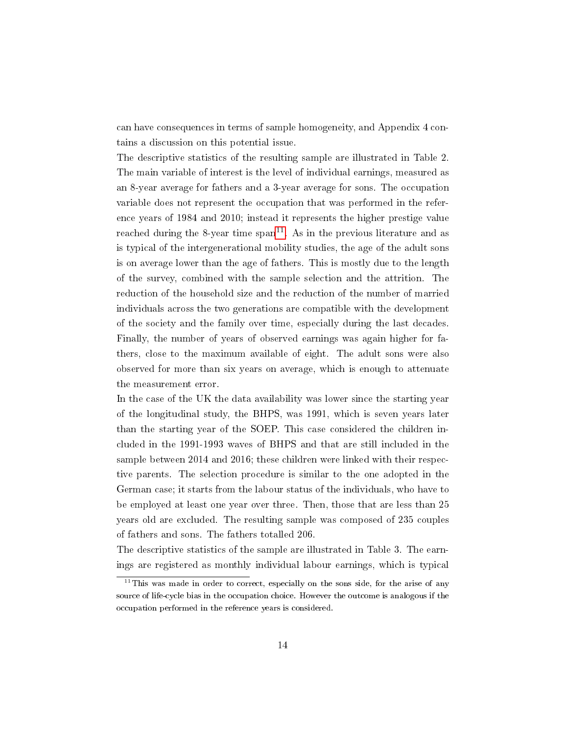can have consequences in terms of sample homogeneity, and Appendix 4 contains a discussion on this potential issue.

The descriptive statistics of the resulting sample are illustrated in Table 2. The main variable of interest is the level of individual earnings, measured as an 8-year average for fathers and a 3-year average for sons. The occupation variable does not represent the occupation that was performed in the reference years of 1984 and 2010; instead it represents the higher prestige value reached during the 8-year time span[11]. As in the previous literature and as is typical of the intergenerational mobility studies, the age of the adult sons is on average lower than the age of fathers. This is mostly due to the length of the survey, combined with the sample selection and the attrition. The reduction of the household size and the reduction of the number of married individuals across the two generations are compatible with the development of the society and the family over time, especially during the last decades. Finally, the number of years of observed earnings was again higher for fathers, close to the maximum available of eight. The adult sons were also observed for more than six years on average, which is enough to attenuate the measurement error.

In the case of the UK the data availability was lower since the starting year of the longitudinal study, the BHPS, was 1991, which is seven years later than the starting year of the SOEP. This case considered the children included in the 1991-1993 waves of BHPS and that are still included in the sample between 2014 and 2016; these children were linked with their respective parents. The selection procedure is similar to the one adopted in the German case; it starts from the labour status of the individuals, who have to be employed at least one year over three. Then, those that are less than 25 years old are excluded. The resulting sample was composed of 235 couples of fathers and sons. The fathers totalled 206.

The descriptive statistics of the sample are illustrated in Table 3. The earnings are registered as monthly individual labour earnings, which is typical

[11] This was made in order to correct, especially on the sons side, for the arise of any source of life-cycle bias in the occupation choice. However the outcome is analogous if the occupation performed in the reference years is considered.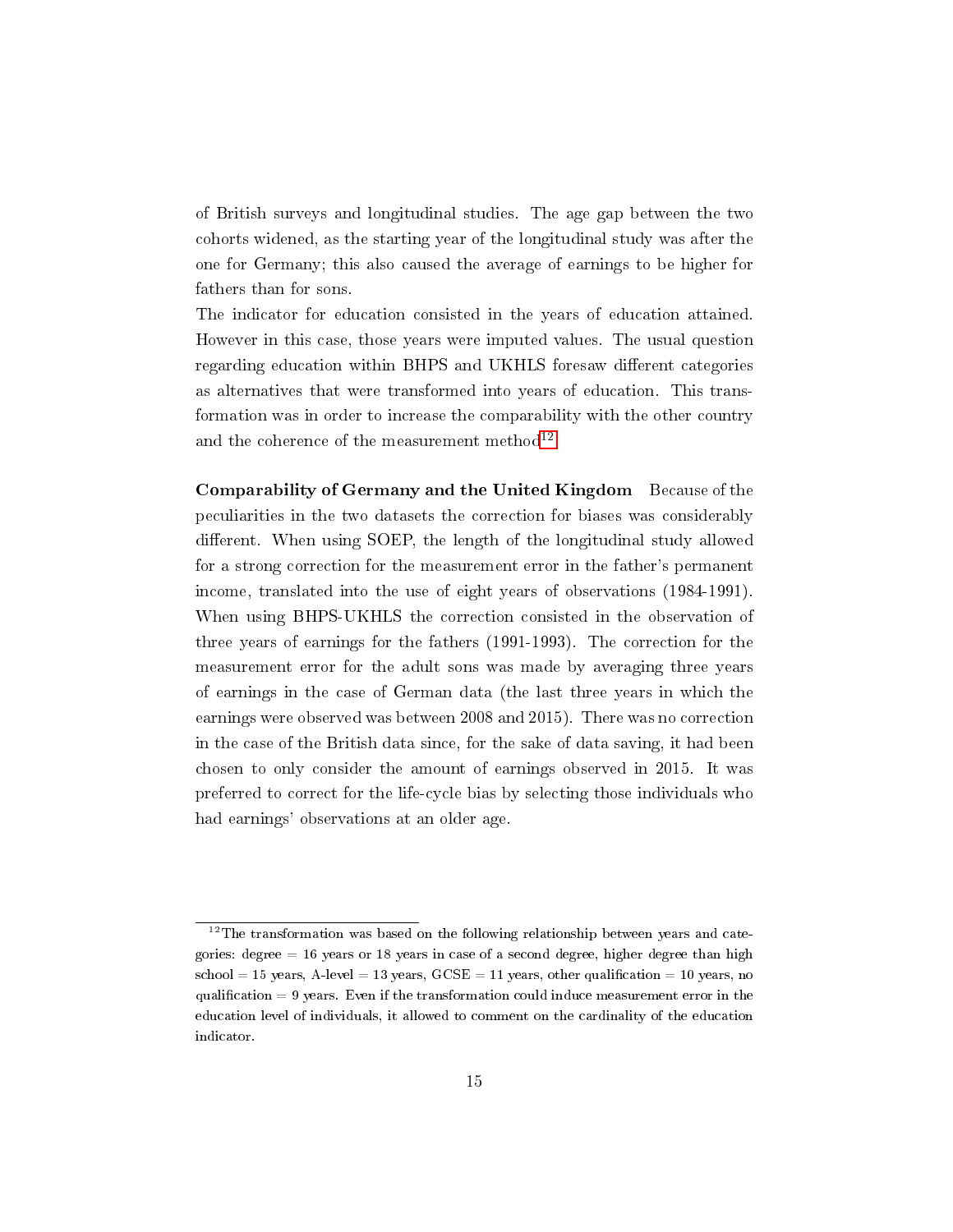of British surveys and longitudinal studies. The age gap between the two cohorts widened, as the starting year of the longitudinal study was after the one for Germany; this also caused the average of earnings to be higher for fathers than for sons.

The indicator for education consisted in the years of education attained. However in this case, those years were imputed values. The usual question regarding education within BHPS and UKHLS foresaw different categories as alternatives that were transformed into years of education. This transformation was in order to increase the comparability with the other country and the coherence of the measurement method[12].

**Comparability of Germany and the United Kingdom** Because of the peculiarities in the two datasets the correction for biases was considerably different. When using SOEP, the length of the longitudinal study allowed for a strong correction for the measurement error in the father's permanent income, translated into the use of eight years of observations (1984-1991). When using BHPS-UKHLS the correction consisted in the observation of three years of earnings for the fathers (1991-1993). The correction for the measurement error for the adult sons was made by averaging three years of earnings in the case of German data (the last three years in which the earnings were observed was between 2008 and 2015). There was no correction in the case of the British data since, for the sake of data saving, it had been chosen to only consider the amount of earnings observed in 2015. It was preferred to correct for the life-cycle bias by selecting those individuals who had earnings' observations at an older age.

---

[12] The transformation was based on the following relationship between years and categories: degree = 16 years or 18 years in case of a second degree, higher degree than high school = 15 years, A-level = 13 years, GCSE = 11 years, other qualification = 10 years, no qualification = 9 years. Even if the transformation could induce measurement error in the education level of individuals, it allowed to comment on the cardinality of the education indicator.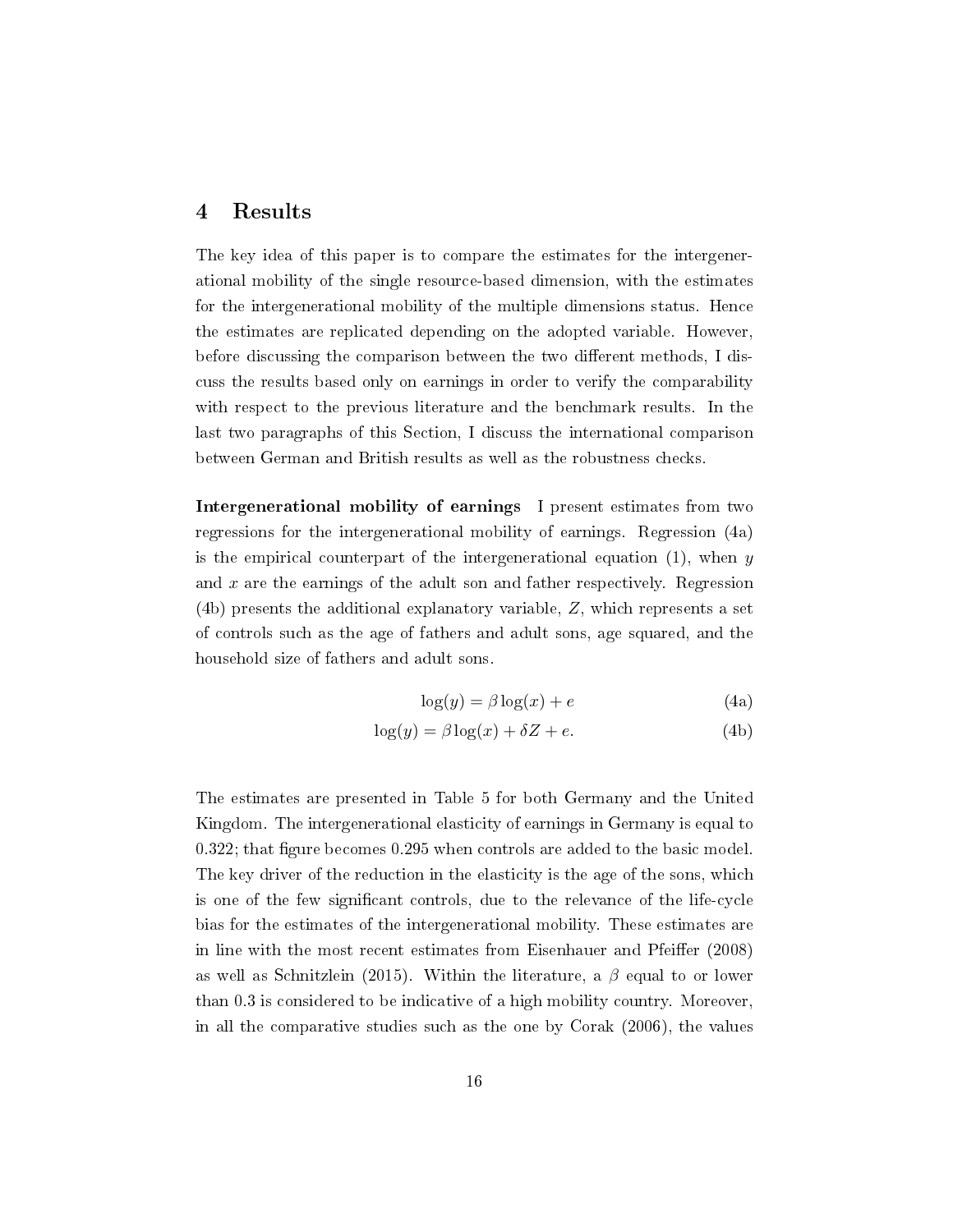## 4 Results

The key idea of this paper is to compare the estimates for the intergenerational mobility of the single resource-based dimension, with the estimates for the intergenerational mobility of the multiple dimensions status. Hence the estimates are replicated depending on the adopted variable. However, before discussing the comparison between the two different methods, I discuss the results based only on earnings in order to verify the comparability with respect to the previous literature and the benchmark results. In the last two paragraphs of this Section, I discuss the international comparison between German and British results as well as the robustness checks.

**Intergenerational mobility of earnings** I present estimates from two regressions for the intergenerational mobility of earnings. Regression (4a) is the empirical counterpart of the intergenerational equation (1), when $y$ and $x$ are the earnings of the adult son and father respectively. Regression (4b) presents the additional explanatory variable, $Z$, which represents a set of controls such as the age of fathers and adult sons, age squared, and the household size of fathers and adult sons.

$$\log(y) = \beta \log(x) + e \tag{4a}$$

$$\log(y) = \beta \log(x) + \delta Z + e. \tag{4b}$$

The estimates are presented in Table 5 for both Germany and the United Kingdom. The intergenerational elasticity of earnings in Germany is equal to 0.322; that figure becomes 0.295 when controls are added to the basic model. The key driver of the reduction in the elasticity is the age of the sons, which is one of the few significant controls, due to the relevance of the life-cycle bias for the estimates of the intergenerational mobility. These estimates are in line with the most recent estimates from Eisenhauer and Pfeiffer (2008) as well as Schnitzlein (2015). Within the literature, a $\beta$ equal to or lower than 0.3 is considered to be indicative of a high mobility country. Moreover, in all the comparative studies such as the one by Corak (2006), the values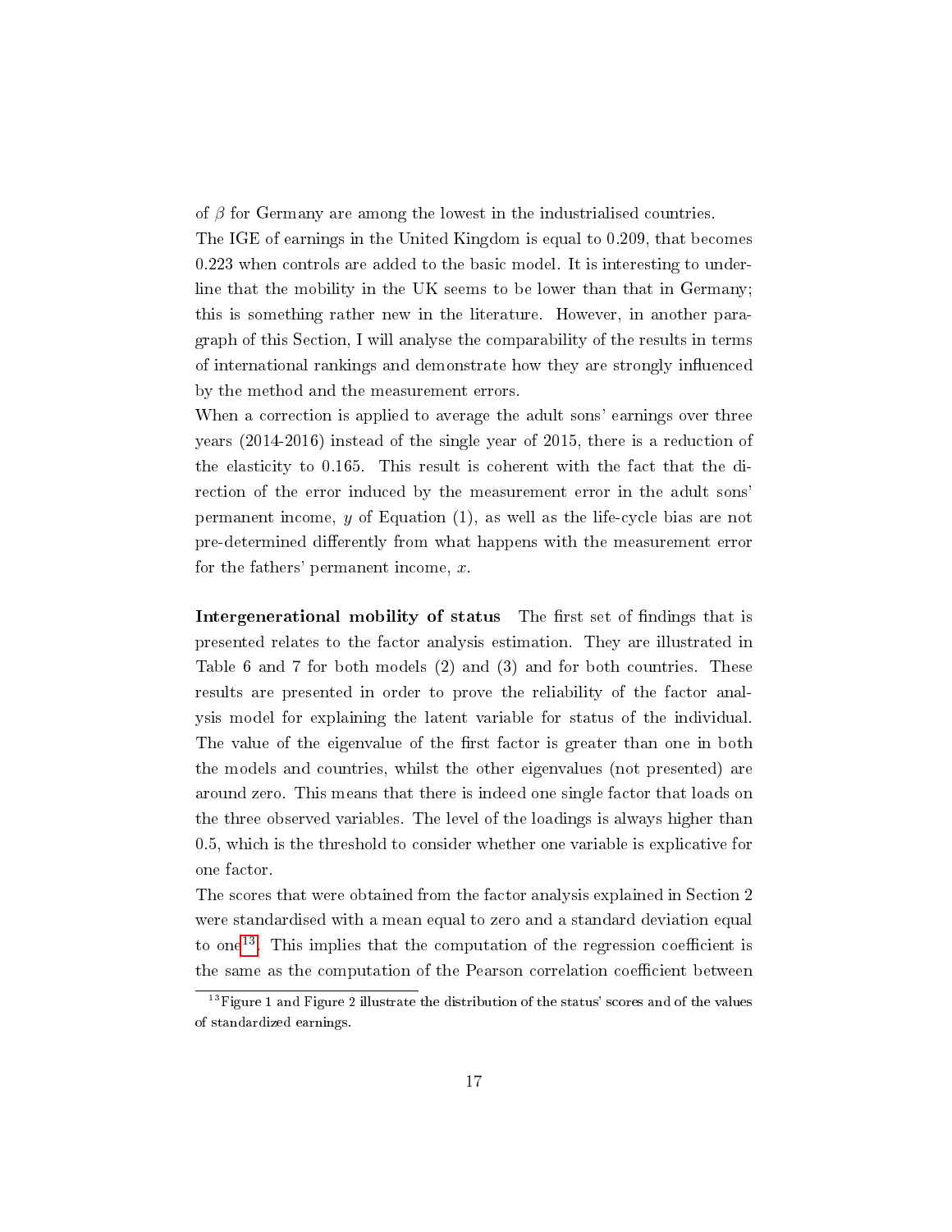of $\beta$ for Germany are among the lowest in the industrialised countries.

The IGE of earnings in the United Kingdom is equal to 0.209, that becomes 0.223 when controls are added to the basic model. It is interesting to underline that the mobility in the UK seems to be lower than that in Germany; this is something rather new in the literature. However, in another paragraph of this Section, I will analyse the comparability of the results in terms of international rankings and demonstrate how they are strongly influenced by the method and the measurement errors.

When a correction is applied to average the adult sons' earnings over three years (2014-2016) instead of the single year of 2015, there is a reduction of the elasticity to 0.165. This result is coherent with the fact that the direction of the error induced by the measurement error in the adult sons' permanent income, $y$ of Equation (1), as well as the life-cycle bias are not pre-determined differently from what happens with the measurement error for the fathers' permanent income, $x$.

**Intergenerational mobility of status** The first set of findings that is presented relates to the factor analysis estimation. They are illustrated in Table 6 and 7 for both models (2) and (3) and for both countries. These results are presented in order to prove the reliability of the factor analysis model for explaining the latent variable for status of the individual. The value of the eigenvalue of the first factor is greater than one in both the models and countries, whilst the other eigenvalues (not presented) are around zero. This means that there is indeed one single factor that loads on the three observed variables. The level of the loadings is always higher than 0.5, which is the threshold to consider whether one variable is explicative for one factor.

The scores that were obtained from the factor analysis explained in Section 2 were standardised with a mean equal to zero and a standard deviation equal to one[13]. This implies that the computation of the regression coefficient is the same as the computation of the Pearson correlation coefficient between

[13] Figure 1 and Figure 2 illustrate the distribution of the status' scores and of the values of standardized earnings.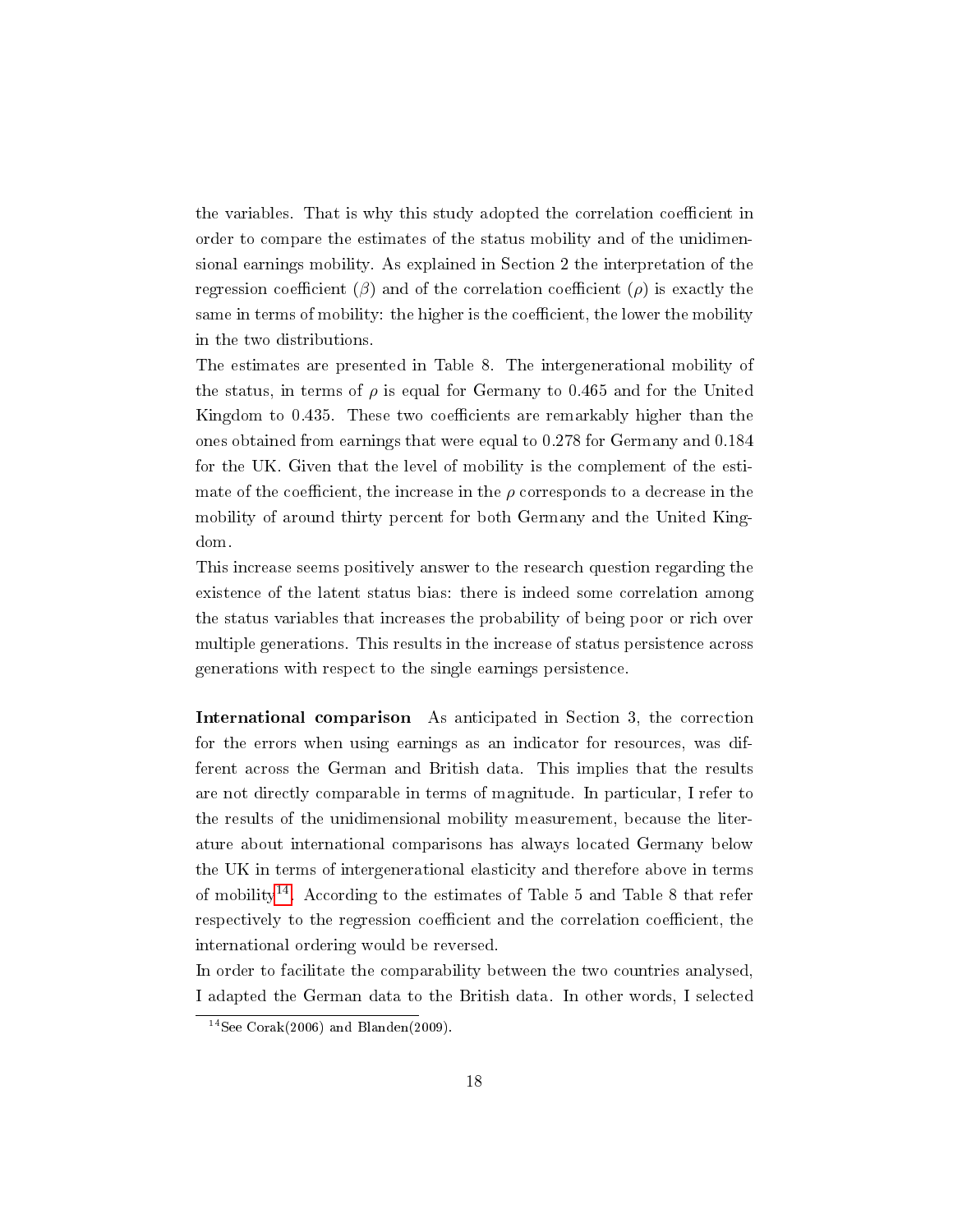the variables. That is why this study adopted the correlation coefficient in order to compare the estimates of the status mobility and of the unidimensional earnings mobility. As explained in Section 2 the interpretation of the regression coefficient ($\beta$) and of the correlation coefficient ($\rho$) is exactly the same in terms of mobility: the higher is the coefficient, the lower the mobility in the two distributions.

The estimates are presented in Table 8. The intergenerational mobility of the status, in terms of $\rho$ is equal for Germany to 0.465 and for the United Kingdom to 0.435. These two coefficients are remarkably higher than the ones obtained from earnings that were equal to 0.278 for Germany and 0.184 for the UK. Given that the level of mobility is the complement of the estimate of the coefficient, the increase in the $\rho$ corresponds to a decrease in the mobility of around thirty percent for both Germany and the United Kingdom.

This increase seems positively answer to the research question regarding the existence of the latent status bias: there is indeed some correlation among the status variables that increases the probability of being poor or rich over multiple generations. This results in the increase of status persistence across generations with respect to the single earnings persistence.

**International comparison** As anticipated in Section 3, the correction for the errors when using earnings as an indicator for resources, was different across the German and British data. This implies that the results are not directly comparable in terms of magnitude. In particular, I refer to the results of the unidimensional mobility measurement, because the literature about international comparisons has always located Germany below the UK in terms of intergenerational elasticity and therefore above in terms of mobility[14]. According to the estimates of Table 5 and Table 8 that refer respectively to the regression coefficient and the correlation coefficient, the international ordering would be reversed.

In order to facilitate the comparability between the two countries analysed, I adapted the German data to the British data. In other words, I selected

[14] See Corak(2006) and Blanden(2009).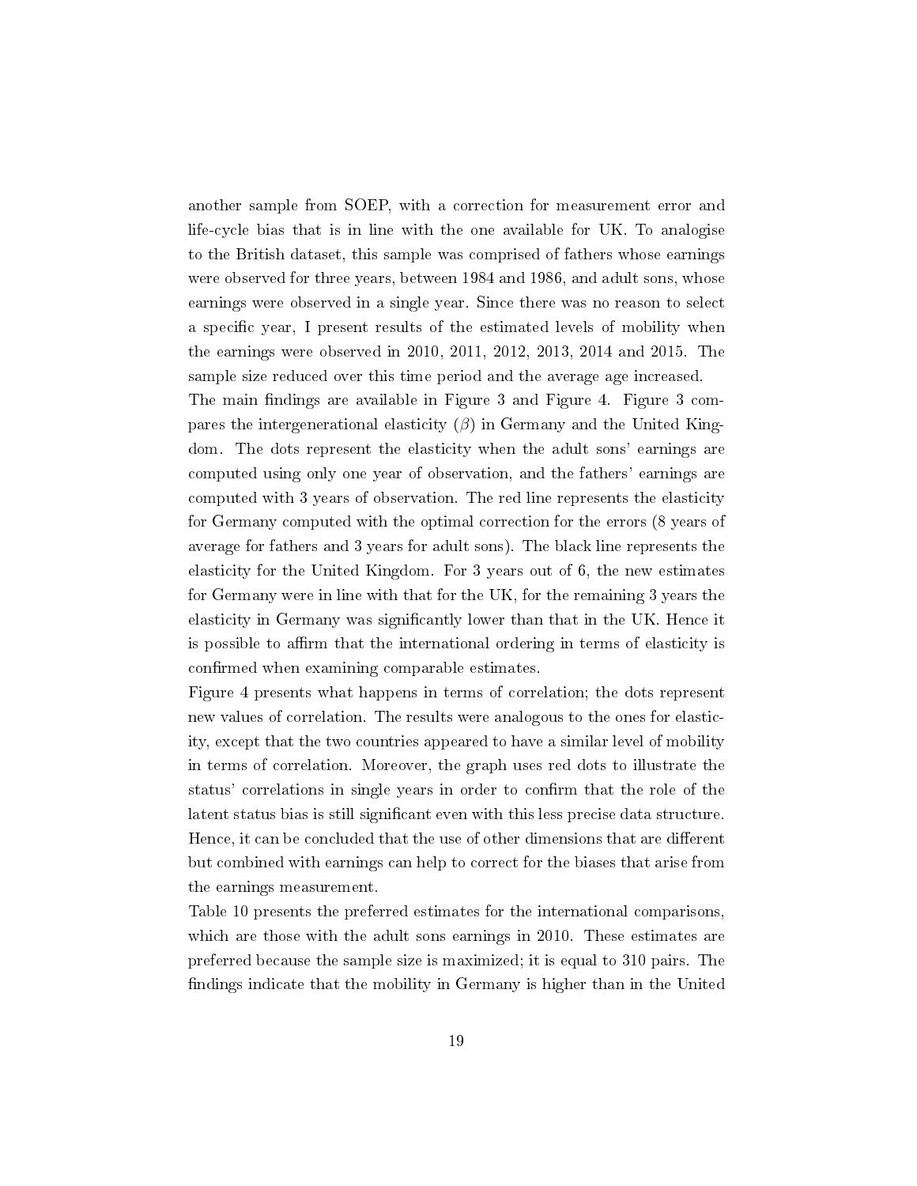another sample from SOEP, with a correction for measurement error and life-cycle bias that is in line with the one available for UK. To analogise to the British dataset, this sample was comprised of fathers whose earnings were observed for three years, between 1984 and 1986, and adult sons, whose earnings were observed in a single year. Since there was no reason to select a specific year, I present results of the estimated levels of mobility when the earnings were observed in 2010, 2011, 2012, 2013, 2014 and 2015. The sample size reduced over this time period and the average age increased.

The main findings are available in Figure 3 and Figure 4. Figure 3 compares the intergenerational elasticity ($\beta$) in Germany and the United Kingdom. The dots represent the elasticity when the adult sons' earnings are computed using only one year of observation, and the fathers' earnings are computed with 3 years of observation. The red line represents the elasticity for Germany computed with the optimal correction for the errors (8 years of average for fathers and 3 years for adult sons). The black line represents the elasticity for the United Kingdom. For 3 years out of 6, the new estimates for Germany were in line with that for the UK, for the remaining 3 years the elasticity in Germany was significantly lower than that in the UK. Hence it is possible to affirm that the international ordering in terms of elasticity is confirmed when examining comparable estimates.

Figure 4 presents what happens in terms of correlation; the dots represent new values of correlation. The results were analogous to the ones for elasticity, except that the two countries appeared to have a similar level of mobility in terms of correlation. Moreover, the graph uses red dots to illustrate the status' correlations in single years in order to confirm that the role of the latent status bias is still significant even with this less precise data structure. Hence, it can be concluded that the use of other dimensions that are different but combined with earnings can help to correct for the biases that arise from the earnings measurement.

Table 10 presents the preferred estimates for the international comparisons, which are those with the adult sons earnings in 2010. These estimates are preferred because the sample size is maximized; it is equal to 310 pairs. The findings indicate that the mobility in Germany is higher than in the United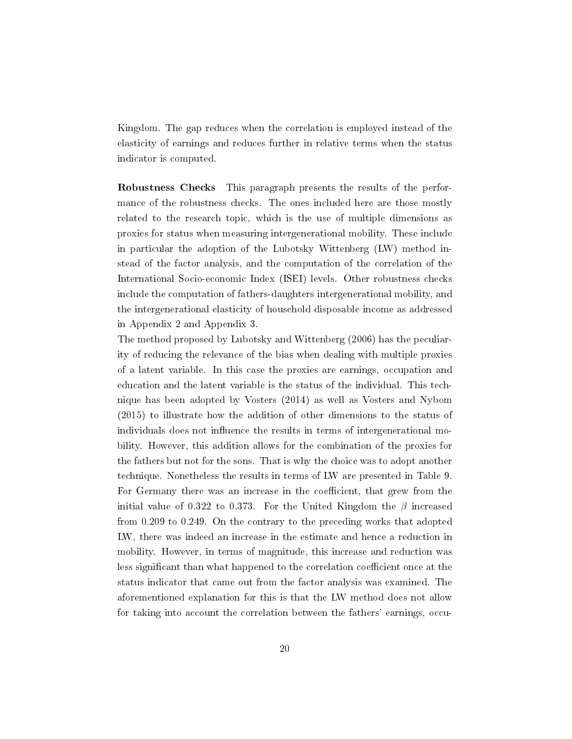Kingdom. The gap reduces when the correlation is employed instead of the elasticity of earnings and reduces further in relative terms when the status indicator is computed.

**Robustness Checks** This paragraph presents the results of the performance of the robustness checks. The ones included here are those mostly related to the research topic, which is the use of multiple dimensions as proxies for status when measuring intergenerational mobility. These include in particular the adoption of the Lubotsky Wittenberg (LW) method instead of the factor analysis, and the computation of the correlation of the International Socio-economic Index (ISEI) levels. Other robustness checks include the computation of fathers-daughters intergenerational mobility, and the intergenerational elasticity of household disposable income as addressed in Appendix 2 and Appendix 3.

The method proposed by Lubotsky and Wittenberg (2006) has the peculiarity of reducing the relevance of the bias when dealing with multiple proxies of a latent variable. In this case the proxies are earnings, occupation and education and the latent variable is the status of the individual. This technique has been adopted by Vosters (2014) as well as Vosters and Nybom (2015) to illustrate how the addition of other dimensions to the status of individuals does not influence the results in terms of intergenerational mobility. However, this addition allows for the combination of the proxies for the fathers but not for the sons. That is why the choice was to adopt another technique. Nonetheless the results in terms of LW are presented in Table 9. For Germany there was an increase in the coefficient, that grew from the initial value of 0.322 to 0.373. For the United Kingdom the $\beta$ increased from 0.209 to 0.249. On the contrary to the preceding works that adopted LW, there was indeed an increase in the estimate and hence a reduction in mobility. However, in terms of magnitude, this increase and reduction was less significant than what happened to the correlation coefficient once at the status indicator that came out from the factor analysis was examined. The aforementioned explanation for this is that the LW method does not allow for taking into account the correlation between the fathers' earnings, occu-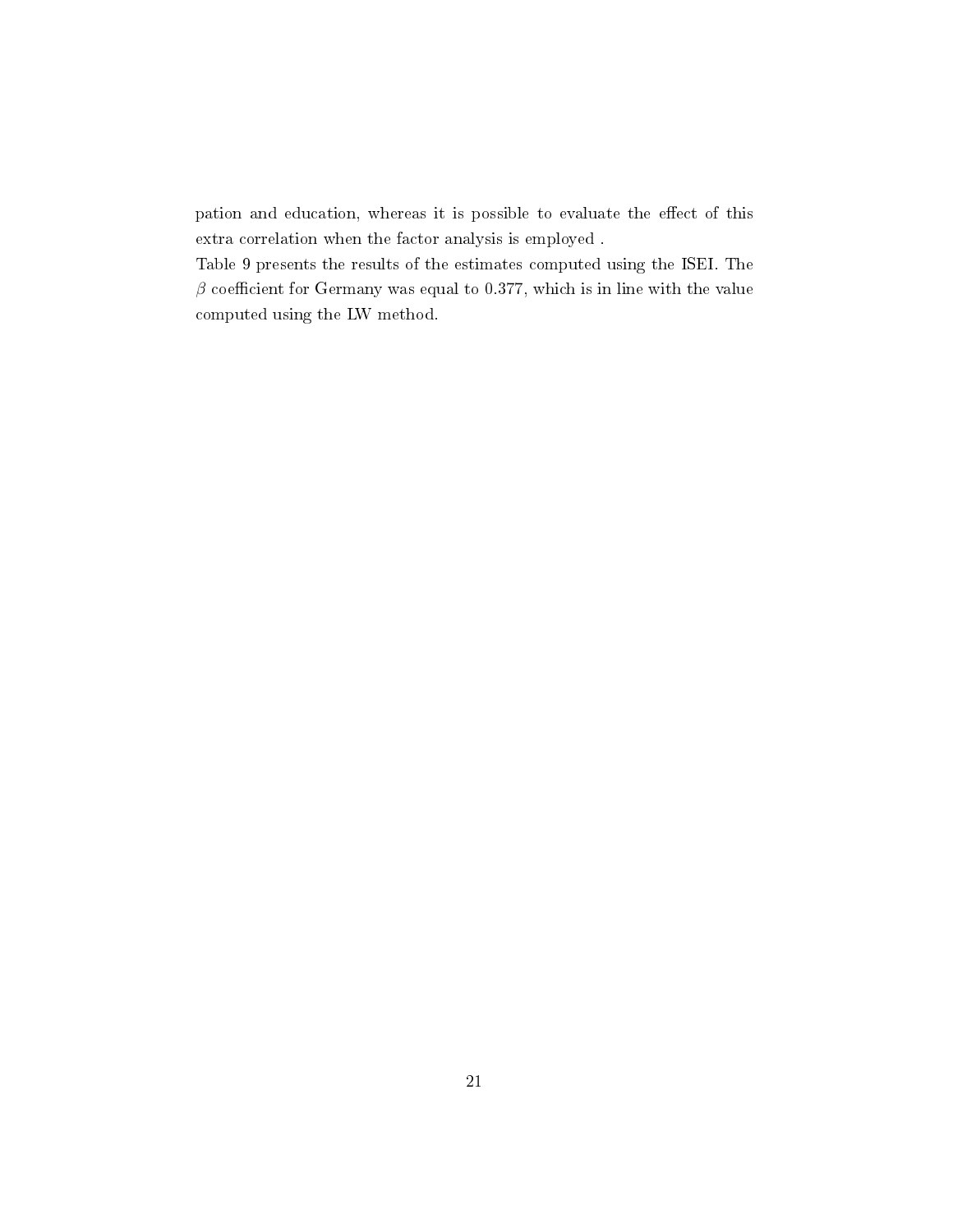pation and education, whereas it is possible to evaluate the effect of this extra correlation when the factor analysis is employed .

Table 9 presents the results of the estimates computed using the ISEI. The $\beta$ coefficient for Germany was equal to 0.377, which is in line with the value computed using the LW method.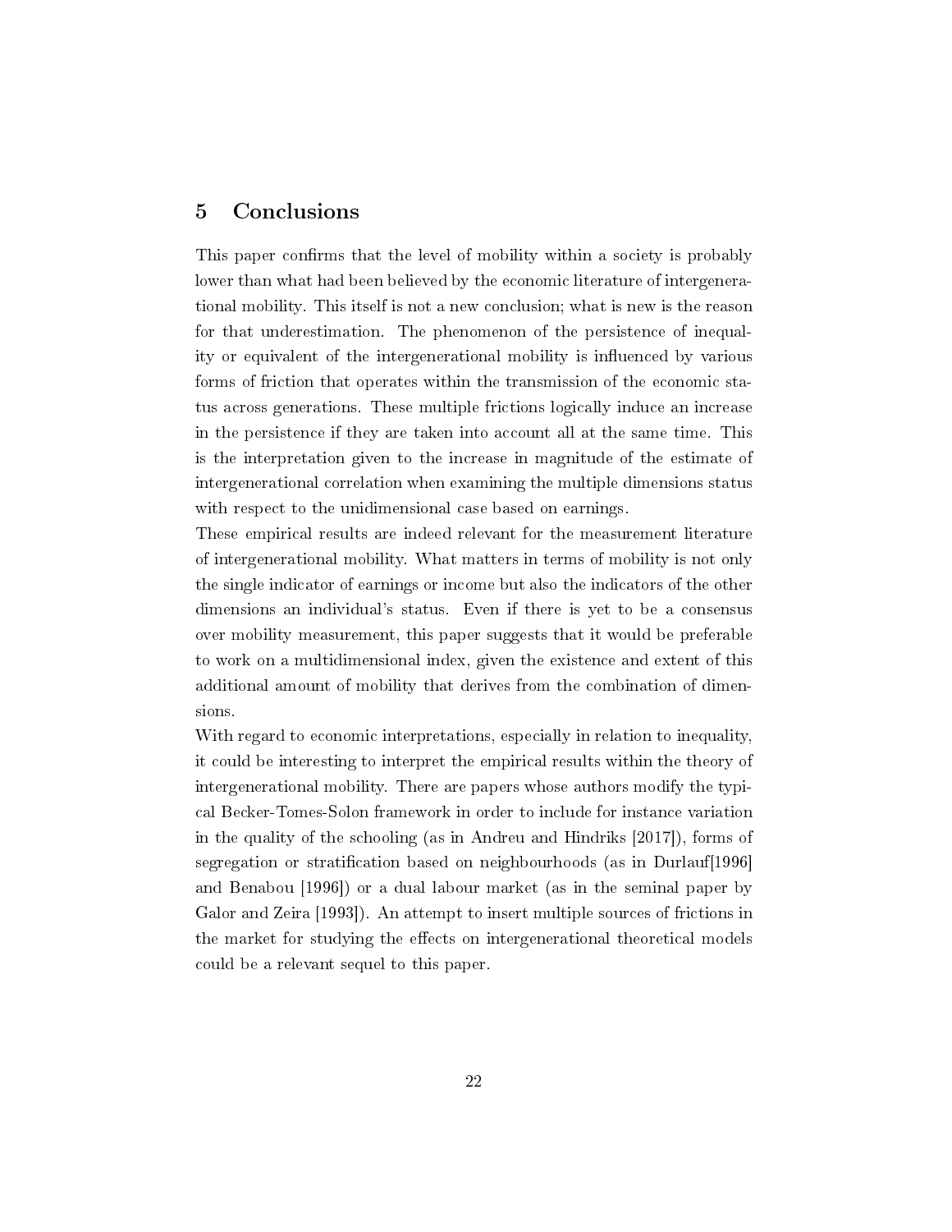## 5 Conclusions

This paper confirms that the level of mobility within a society is probably lower than what had been believed by the economic literature of intergenerational mobility. This itself is not a new conclusion; what is new is the reason for that underestimation. The phenomenon of the persistence of inequality or equivalent of the intergenerational mobility is influenced by various forms of friction that operates within the transmission of the economic status across generations. These multiple frictions logically induce an increase in the persistence if they are taken into account all at the same time. This is the interpretation given to the increase in magnitude of the estimate of intergenerational correlation when examining the multiple dimensions status with respect to the unidimensional case based on earnings.

These empirical results are indeed relevant for the measurement literature of intergenerational mobility. What matters in terms of mobility is not only the single indicator of earnings or income but also the indicators of the other dimensions an individual's status. Even if there is yet to be a consensus over mobility measurement, this paper suggests that it would be preferable to work on a multidimensional index, given the existence and extent of this additional amount of mobility that derives from the combination of dimensions.

With regard to economic interpretations, especially in relation to inequality, it could be interesting to interpret the empirical results within the theory of intergenerational mobility. There are papers whose authors modify the typical Becker-Tomes-Solon framework in order to include for instance variation in the quality of the schooling (as in Andreu and Hindriks [2017]), forms of segregation or stratification based on neighbourhoods (as in Durlauf[1996] and Benabou [1996]) or a dual labour market (as in the seminal paper by Galor and Zeira [1993]). An attempt to insert multiple sources of frictions in the market for studying the effects on intergenerational theoretical models could be a relevant sequel to this paper.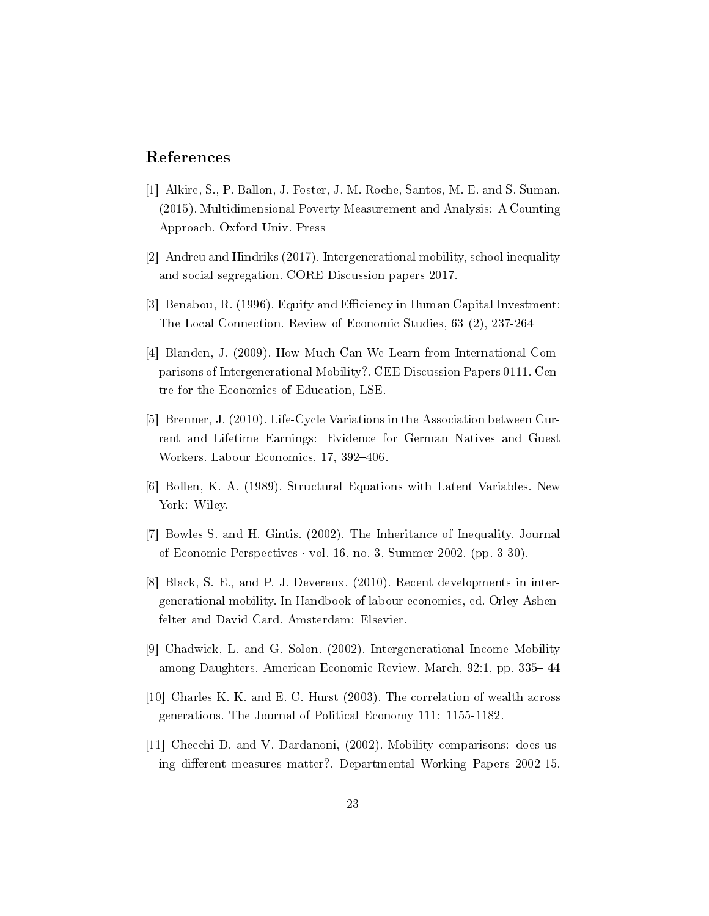## References

[1] Alkire, S., P. Ballon, J. Foster, J. M. Roche, Santos, M. E. and S. Suman. (2015). Multidimensional Poverty Measurement and Analysis: A Counting Approach. Oxford Univ. Press

[2] Andreu and Hindriks (2017). Intergenerational mobility, school inequality and social segregation. CORE Discussion papers 2017.

[3] Benabou, R. (1996). Equity and Efficiency in Human Capital Investment: The Local Connection. Review of Economic Studies, 63 (2), 237-264

[4] Blanden, J. (2009). How Much Can We Learn from International Comparisons of Intergenerational Mobility?. CEE Discussion Papers 0111. Centre for the Economics of Education, LSE.

[5] Brenner, J. (2010). Life-Cycle Variations in the Association between Current and Lifetime Earnings: Evidence for German Natives and Guest Workers. Labour Economics, 17, 392–406.

[6] Bollen, K. A. (1989). Structural Equations with Latent Variables. New York: Wiley.

[7] Bowles S. and H. Gintis. (2002). The Inheritance of Inequality. Journal of Economic Perspectives · vol. 16, no. 3, Summer 2002. (pp. 3-30).

[8] Black, S. E., and P. J. Devereux. (2010). Recent developments in intergenerational mobility. In Handbook of labour economics, ed. Orley Ashenfelter and David Card. Amsterdam: Elsevier.

[9] Chadwick, L. and G. Solon. (2002). Intergenerational Income Mobility among Daughters. American Economic Review. March, 92:1, pp. 335– 44

[10] Charles K. K. and E. C. Hurst (2003). The correlation of wealth across generations. The Journal of Political Economy 111: 1155-1182.

[11] Checchi D. and V. Dardanoni, (2002). Mobility comparisons: does using different measures matter?. Departmental Working Papers 2002-15.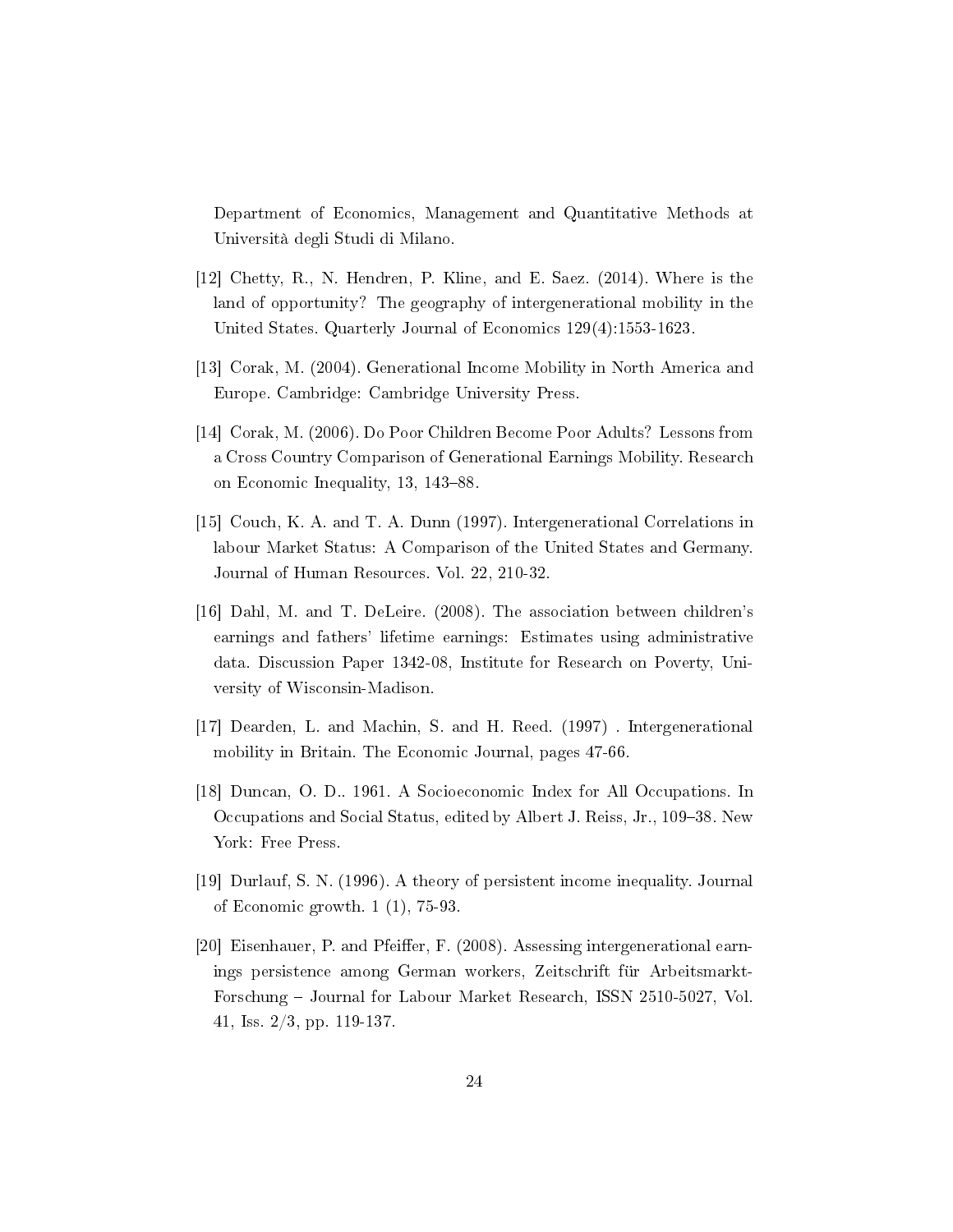Department of Economics, Management and Quantitative Methods at Università degli Studi di Milano.

[12] Chetty, R., N. Hendren, P. Kline, and E. Saez. (2014). Where is the land of opportunity? The geography of intergenerational mobility in the United States. Quarterly Journal of Economics 129(4):1553-1623.

[13] Corak, M. (2004). Generational Income Mobility in North America and Europe. Cambridge: Cambridge University Press.

[14] Corak, M. (2006). Do Poor Children Become Poor Adults? Lessons from a Cross Country Comparison of Generational Earnings Mobility. Research on Economic Inequality, 13, 143–88.

[15] Couch, K. A. and T. A. Dunn (1997). Intergenerational Correlations in labour Market Status: A Comparison of the United States and Germany. Journal of Human Resources. Vol. 22, 210-32.

[16] Dahl, M. and T. DeLeire. (2008). The association between children's earnings and fathers' lifetime earnings: Estimates using administrative data. Discussion Paper 1342-08, Institute for Research on Poverty, University of Wisconsin-Madison.

[17] Dearden, L. and Machin, S. and H. Reed. (1997) . Intergenerational mobility in Britain. The Economic Journal, pages 47-66.

[18] Duncan, O. D.. 1961. A Socioeconomic Index for All Occupations. In Occupations and Social Status, edited by Albert J. Reiss, Jr., 109–38. New York: Free Press.

[19] Durlauf, S. N. (1996). A theory of persistent income inequality. Journal of Economic growth. 1 (1), 75-93.

[20] Eisenhauer, P. and Pfeiffer, F. (2008). Assessing intergenerational earnings persistence among German workers, Zeitschrift für Arbeitsmarkt-Forschung – Journal for Labour Market Research, ISSN 2510-5027, Vol. 41, Iss. 2/3, pp. 119-137.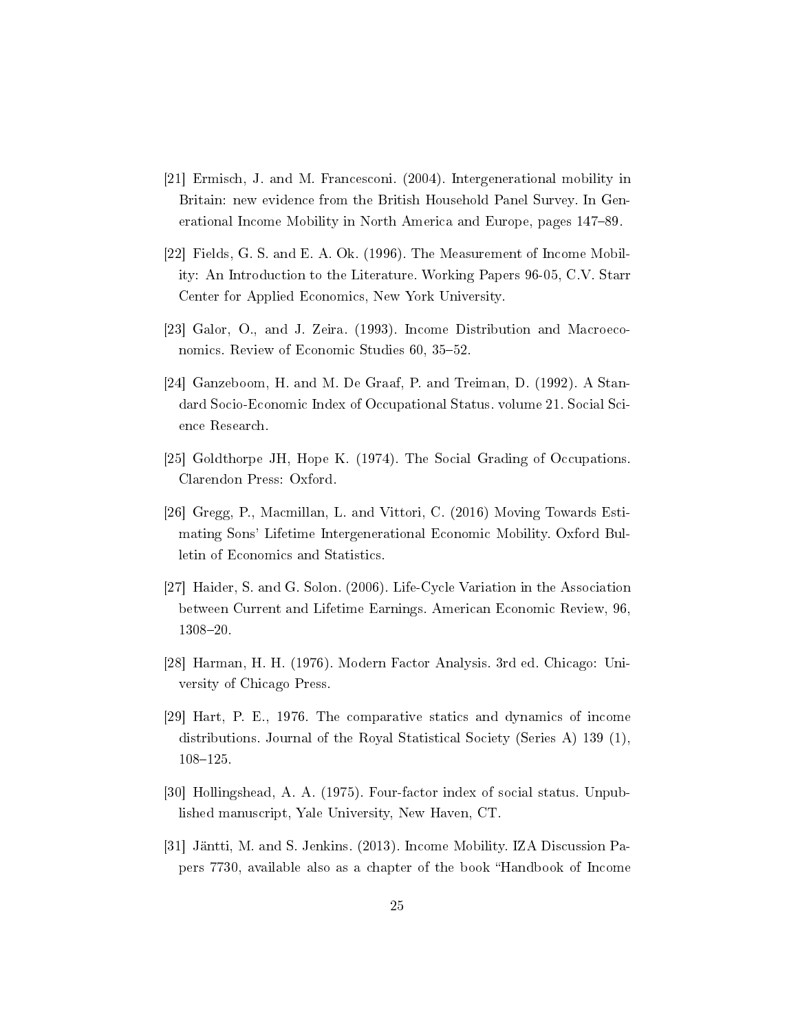[21] Ermisch, J. and M. Francesconi. (2004). Intergenerational mobility in Britain: new evidence from the British Household Panel Survey. In Generational Income Mobility in North America and Europe, pages 147–89.

[22] Fields, G. S. and E. A. Ok. (1996). The Measurement of Income Mobility: An Introduction to the Literature. Working Papers 96-05, C.V. Starr Center for Applied Economics, New York University.

[23] Galor, O., and J. Zeira. (1993). Income Distribution and Macroeconomics. Review of Economic Studies 60, 35–52.

[24] Ganzeboom, H. and M. De Graaf, P. and Treiman, D. (1992). A Standard Socio-Economic Index of Occupational Status. volume 21. Social Science Research.

[25] Goldthorpe JH, Hope K. (1974). The Social Grading of Occupations. Clarendon Press: Oxford.

[26] Gregg, P., Macmillan, L. and Vittori, C. (2016) Moving Towards Estimating Sons' Lifetime Intergenerational Economic Mobility. Oxford Bulletin of Economics and Statistics.

[27] Haider, S. and G. Solon. (2006). Life-Cycle Variation in the Association between Current and Lifetime Earnings. American Economic Review, 96, 1308–20.

[28] Harman, H. H. (1976). Modern Factor Analysis. 3rd ed. Chicago: University of Chicago Press.

[29] Hart, P. E., 1976. The comparative statics and dynamics of income distributions. Journal of the Royal Statistical Society (Series A) 139 (1), 108–125.

[30] Hollingshead, A. A. (1975). Four-factor index of social status. Unpublished manuscript, Yale University, New Haven, CT.

[31] Jäntti, M. and S. Jenkins. (2013). Income Mobility. IZA Discussion Papers 7730, available also as a chapter of the book "Handbook of Income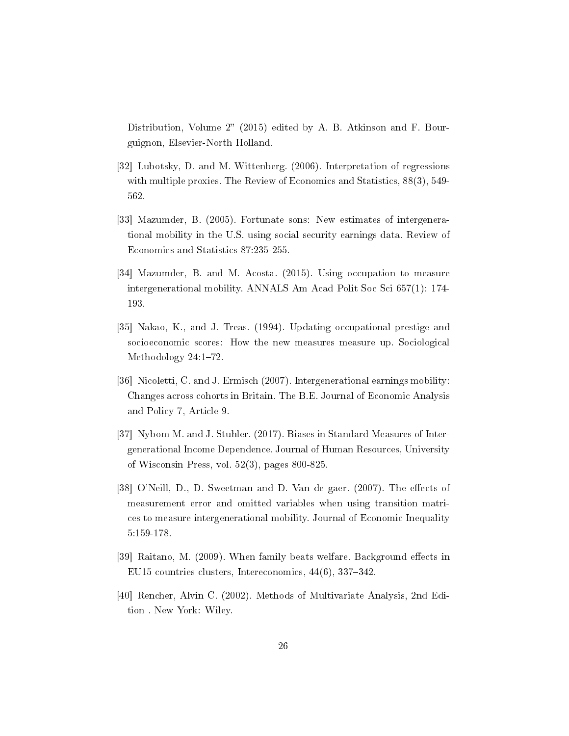Distribution, Volume 2" (2015) edited by A. B. Atkinson and F. Bourguignon, Elsevier-North Holland.

[32] Lubotsky, D. and M. Wittenberg. (2006). Interpretation of regressions with multiple proxies. The Review of Economics and Statistics, 88(3), 549-562.

[33] Mazumder, B. (2005). Fortunate sons: New estimates of intergenerational mobility in the U.S. using social security earnings data. Review of Economics and Statistics 87:235-255.

[34] Mazumder, B. and M. Acosta. (2015). Using occupation to measure intergenerational mobility. ANNALS Am Acad Polit Soc Sci 657(1): 174-193.

[35] Nakao, K., and J. Treas. (1994). Updating occupational prestige and socioeconomic scores: How the new measures measure up. Sociological Methodology 24:1–72.

[36] Nicoletti, C. and J. Ermisch (2007). Intergenerational earnings mobility: Changes across cohorts in Britain. The B.E. Journal of Economic Analysis and Policy 7, Article 9.

[37] Nybom M. and J. Stuhler. (2017). Biases in Standard Measures of Intergenerational Income Dependence. Journal of Human Resources, University of Wisconsin Press, vol. 52(3), pages 800-825.

[38] O'Neill, D., D. Sweetman and D. Van de gaer. (2007). The effects of measurement error and omitted variables when using transition matrices to measure intergenerational mobility. Journal of Economic Inequality 5:159-178.

[39] Raitano, M. (2009). When family beats welfare. Background effects in EU15 countries clusters, Intereconomics, 44(6), 337–342.

[40] Rencher, Alvin C. (2002). Methods of Multivariate Analysis, 2nd Edition . New York: Wiley.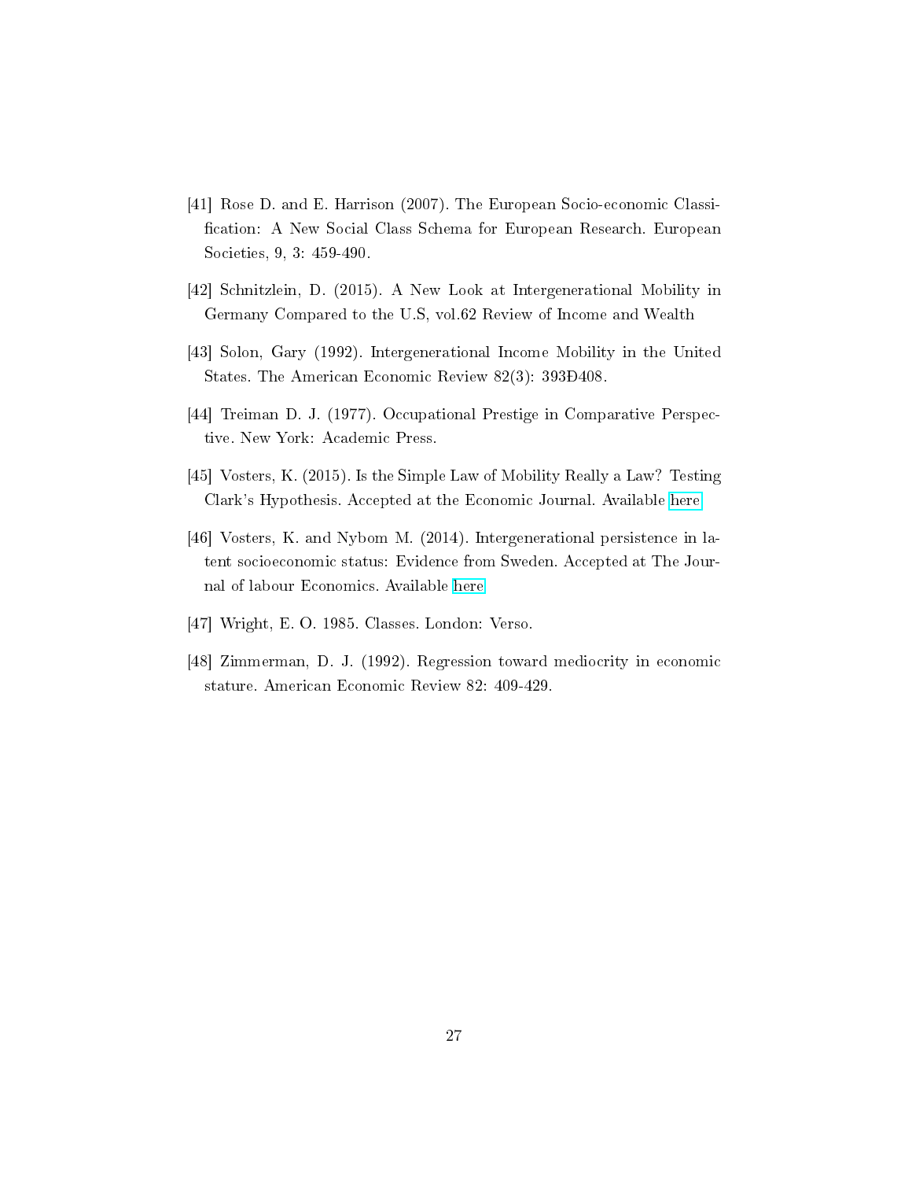[41] Rose D. and E. Harrison (2007). The European Socio-economic Classification: A New Social Class Schema for European Research. European Societies, 9, 3: 459-490.

[42] Schnitzlein, D. (2015). A New Look at Intergenerational Mobility in Germany Compared to the U.S, vol.62 Review of Income and Wealth

[43] Solon, Gary (1992). Intergenerational Income Mobility in the United States. The American Economic Review 82(3): 393Ð408.

[44] Treiman D. J. (1977). Occupational Prestige in Comparative Perspective. New York: Academic Press.

[45] Vosters, K. (2015). Is the Simple Law of Mobility Really a Law? Testing Clark's Hypothesis. Accepted at the Economic Journal. Available here

[46] Vosters, K. and Nybom M. (2014). Intergenerational persistence in latent socioeconomic status: Evidence from Sweden. Accepted at The Journal of labour Economics. Available here

[47] Wright, E. O. 1985. Classes. London: Verso.

[48] Zimmerman, D. J. (1992). Regression toward mediocrity in economic stature. American Economic Review 82: 409-429.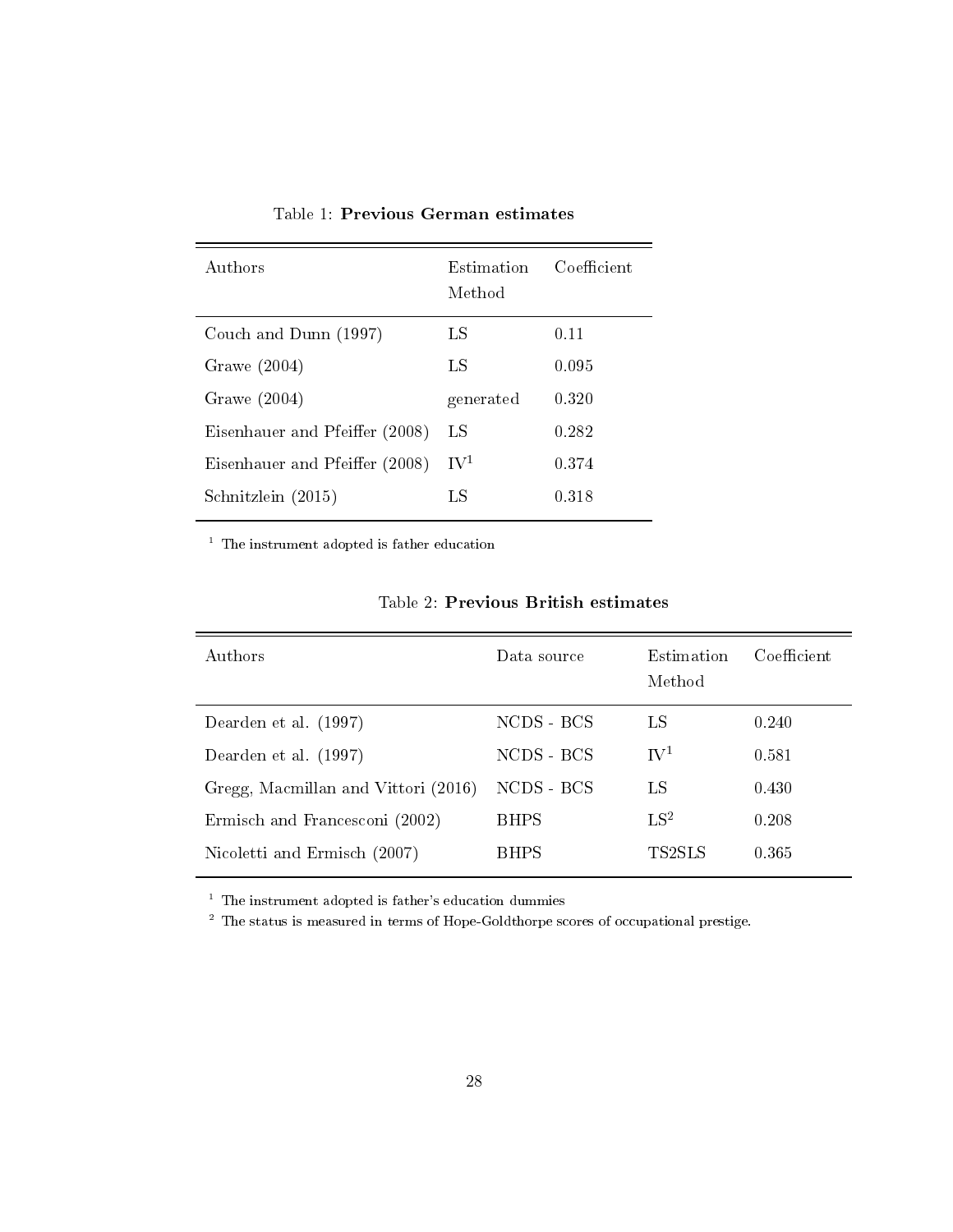Table 1: **Previous German estimates**

| Authors | Estimation Method | Coefficient |
|---|---|---|
| Couch and Dunn (1997) | LS | 0.11 |
| Grawe (2004) | LS | 0.095 |
| Grawe (2004) | generated | 0.320 |
| Eisenhauer and Pfeiffer (2008) | LS | 0.282 |
| Eisenhauer and Pfeiffer (2008) | IV[1] | 0.374 |
| Schnitzlein (2015) | LS | 0.318 |

[1] The instrument adopted is father education

Table 2: **Previous British estimates**

| Authors | Data source | Estimation Method | Coefficient |
|---|---|---|---|
| Dearden et al. (1997) | NCDS - BCS | LS | 0.240 |
| Dearden et al. (1997) | NCDS - BCS | IV[1] | 0.581 |
| Gregg, Macmillan and Vittori (2016) | NCDS - BCS | LS | 0.430 |
| Ermisch and Francesconi (2002) | BHPS | LS[2] | 0.208 |
| Nicoletti and Ermisch (2007) | BHPS | TS2SLS | 0.365 |

[1] The instrument adopted is father's education dummies

[2] The status is measured in terms of Hope-Goldthorpe scores of occupational prestige.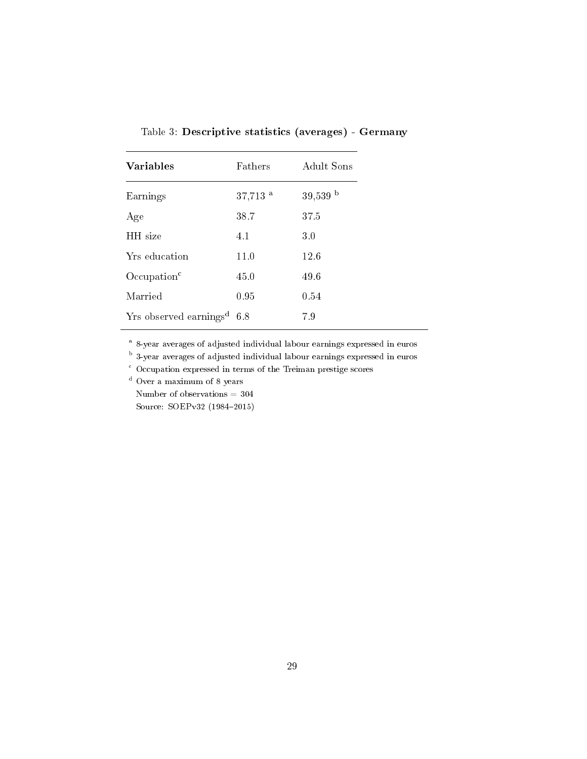Table 3: **Descriptive statistics (averages) - Germany**

| **Variables** | Fathers | Adult Sons |
|---|---|---|
| Earnings | 37,713 [a] | 39,539 [b] |
| Age | 38.7 | 37.5 |
| HH size | 4.1 | 3.0 |
| Yrs education | 11.0 | 12.6 |
| Occupation[c] | 45.0 | 49.6 |
| Married | 0.95 | 0.54 |
| Yrs observed earnings[d] | 6.8 | 7.9 |

[a] 8-year averages of adjusted individual labour earnings expressed in euros

[b] 3-year averages of adjusted individual labour earnings expressed in euros

[c] Occupation expressed in terms of the Treiman prestige scores

[d] Over a maximum of 8 years

Number of observations = 304

Source: SOEPv32 (1984–2015)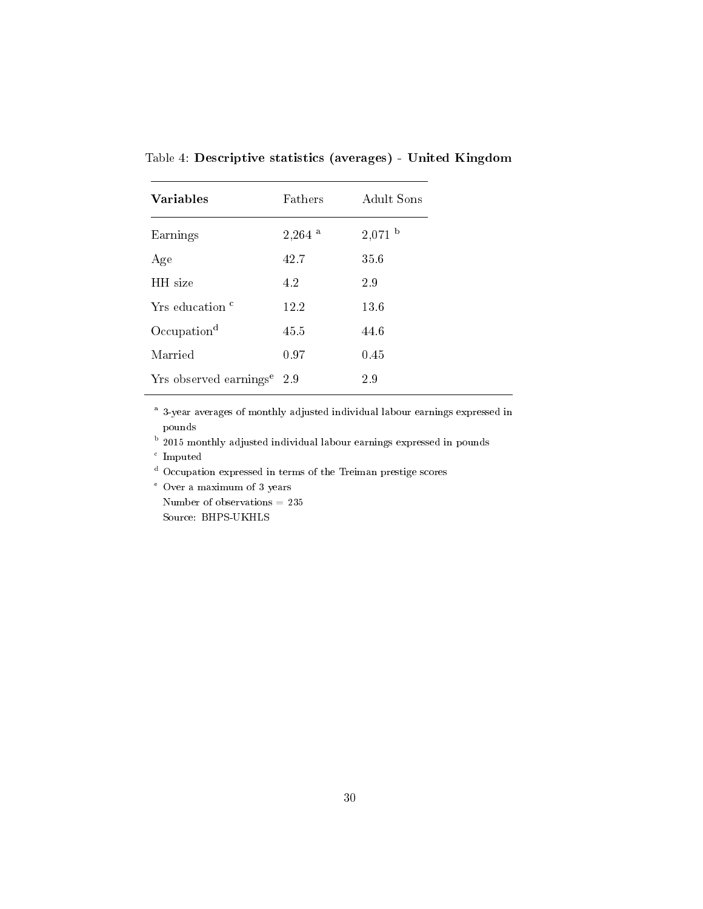Table 4: **Descriptive statistics (averages) - United Kingdom**

| **Variables** | Fathers | Adult Sons |
|---|---|---|
| Earnings | 2,264 [a] | 2,071 [b] |
| Age | 42.7 | 35.6 |
| HH size | 4.2 | 2.9 |
| Yrs education [c] | 12.2 | 13.6 |
| Occupation[d] | 45.5 | 44.6 |
| Married | 0.97 | 0.45 |
| Yrs observed earnings[e] | 2.9 | 2.9 |

[a] 3-year averages of monthly adjusted individual labour earnings expressed in pounds
[b] 2015 monthly adjusted individual labour earnings expressed in pounds
[c] Imputed
[d] Occupation expressed in terms of the Treiman prestige scores
[e] Over a maximum of 3 years
Number of observations = 235
Source: BHPS-UKHLS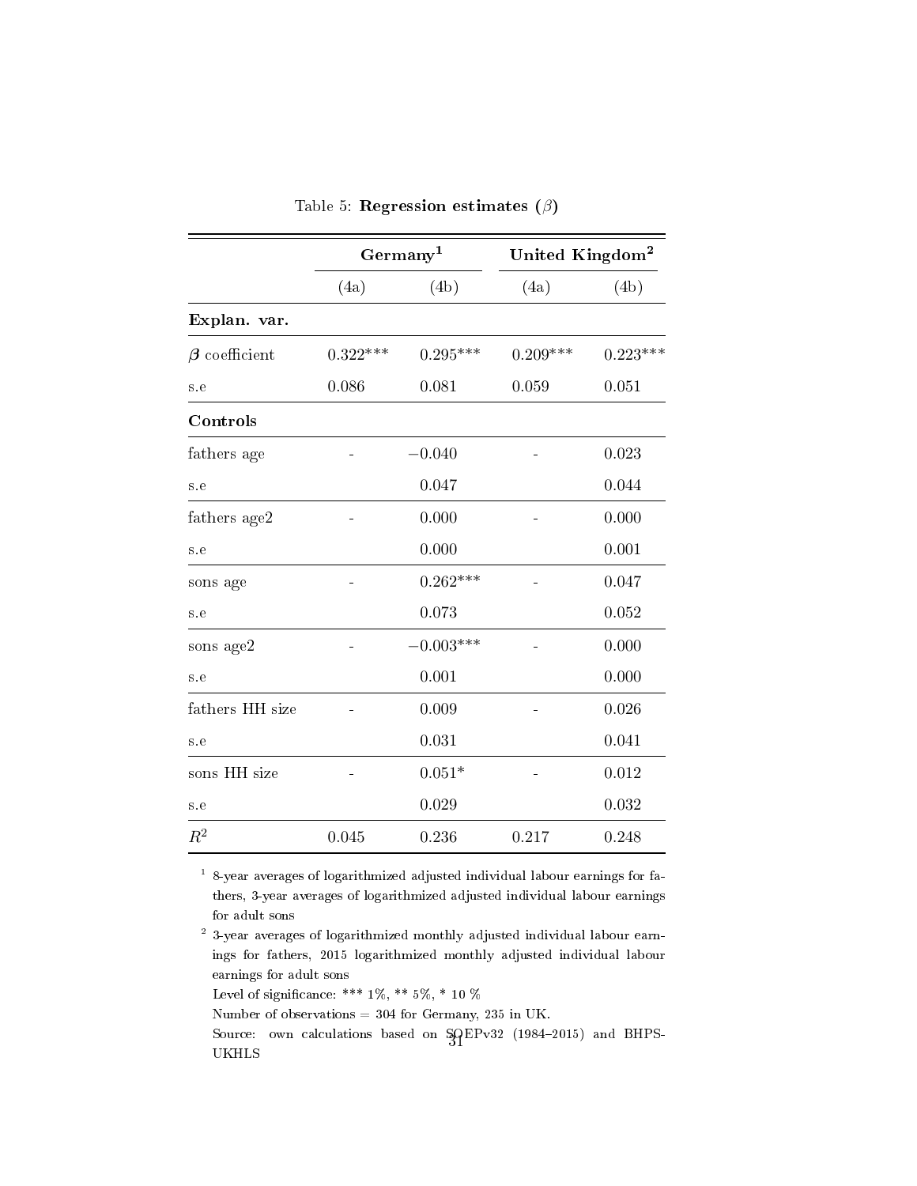Table 5: **Regression estimates ($\beta$)**

| | Germany[1] | | United Kingdom[2] | |
|---|---|---|---|---|
| | (4a) | (4b) | (4a) | (4b) |
| **Explan. var.** | | | | |
| $\boldsymbol{\beta}$ coefficient | 0.322*** | 0.295*** | 0.209*** | 0.223*** |
| s.e | 0.086 | 0.081 | 0.059 | 0.051 |
| **Controls** | | | | |
| fathers age | - | $-0.040$ | - | 0.023 |
| s.e | | 0.047 | | 0.044 |
| fathers age2 | - | 0.000 | - | 0.000 |
| s.e | | 0.000 | | 0.001 |
| sons age | - | 0.262*** | - | 0.047 |
| s.e | | 0.073 | | 0.052 |
| sons age2 | - | $-0.003$*** | - | 0.000 |
| s.e | | 0.001 | | 0.000 |
| fathers HH size | - | 0.009 | - | 0.026 |
| s.e | | 0.031 | | 0.041 |
| sons HH size | - | 0.051* | - | 0.012 |
| s.e | | 0.029 | | 0.032 |
| $R^2$ | 0.045 | 0.236 | 0.217 | 0.248 |

[1] 8-year averages of logarithmized adjusted individual labour earnings for fathers, 3-year averages of logarithmized adjusted individual labour earnings for adult sons

[2] 3-year averages of logarithmized monthly adjusted individual labour earnings for fathers, 2015 logarithmized monthly adjusted individual labour earnings for adult sons

Level of significance: *** 1%, ** 5%, * 10 %

Number of observations = 304 for Germany, 235 in UK.

Source: own calculations based on SOEPv32 (1984–2015) and BHPS-UKHLS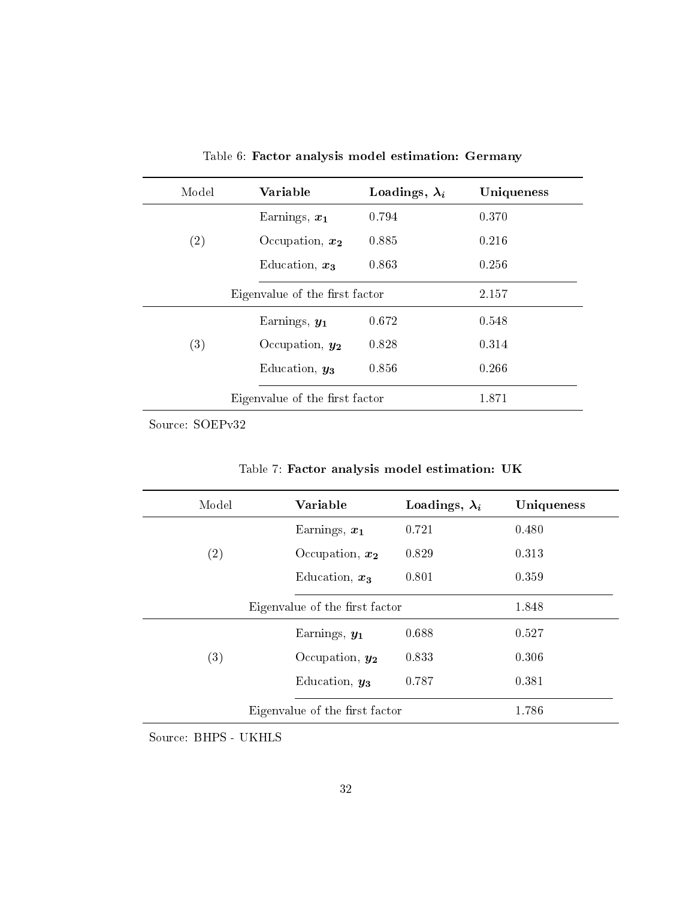Table 6: **Factor analysis model estimation: Germany**

| Model | **Variable** | **Loadings, $\lambda_i$** | **Uniqueness** |
|---|---|---|---|
| (2) | Earnings, $x_1$ | 0.794 | 0.370 |
| | Occupation, $x_2$ | 0.885 | 0.216 |
| | Education, $x_3$ | 0.863 | 0.256 |
| | Eigenvalue of the first factor | | 2.157 |
| (3) | Earnings, $y_1$ | 0.672 | 0.548 |
| | Occupation, $y_2$ | 0.828 | 0.314 |
| | Education, $y_3$ | 0.856 | 0.266 |
| | Eigenvalue of the first factor | | 1.871 |

Source: SOEPv32

Table 7: **Factor analysis model estimation: UK**

| Model | **Variable** | **Loadings, $\lambda_i$** | **Uniqueness** |
|---|---|---|---|
| (2) | Earnings, $x_1$ | 0.721 | 0.480 |
| | Occupation, $x_2$ | 0.829 | 0.313 |
| | Education, $x_3$ | 0.801 | 0.359 |
| | Eigenvalue of the first factor | | 1.848 |
| (3) | Earnings, $y_1$ | 0.688 | 0.527 |
| | Occupation, $y_2$ | 0.833 | 0.306 |
| | Education, $y_3$ | 0.787 | 0.381 |
| | Eigenvalue of the first factor | | 1.786 |

Source: BHPS - UKHLS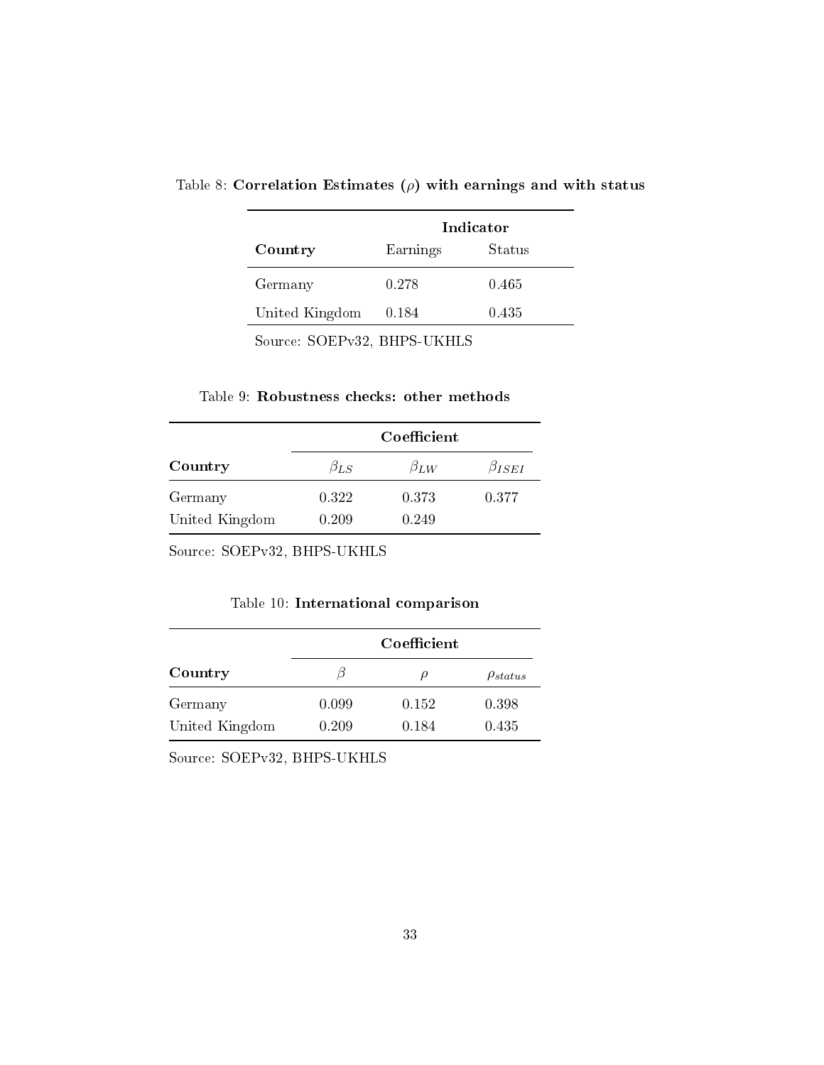Table 8: **Correlation Estimates ($\rho$) with earnings and with status**

| | **Indicator** | |
|---|---|---|
| **Country** | Earnings | Status |
| Germany | 0.278 | 0.465 |
| United Kingdom | 0.184 | 0.435 |

Source: SOEPv32, BHPS-UKHLS

Table 9: **Robustness checks: other methods**

| | **Coefficient** | | |
|---|---|---|---|
| **Country** | $\beta_{LS}$ | $\beta_{LW}$ | $\beta_{ISEI}$ |
| Germany | 0.322 | 0.373 | 0.377 |
| United Kingdom | 0.209 | 0.249 | |

Source: SOEPv32, BHPS-UKHLS

Table 10: **International comparison**

| | **Coefficient** | | |
|---|---|---|---|
| **Country** | $\beta$ | $\rho$ | $\rho_{status}$ |
| Germany | 0.099 | 0.152 | 0.398 |
| United Kingdom | 0.209 | 0.184 | 0.435 |

Source: SOEPv32, BHPS-UKHLS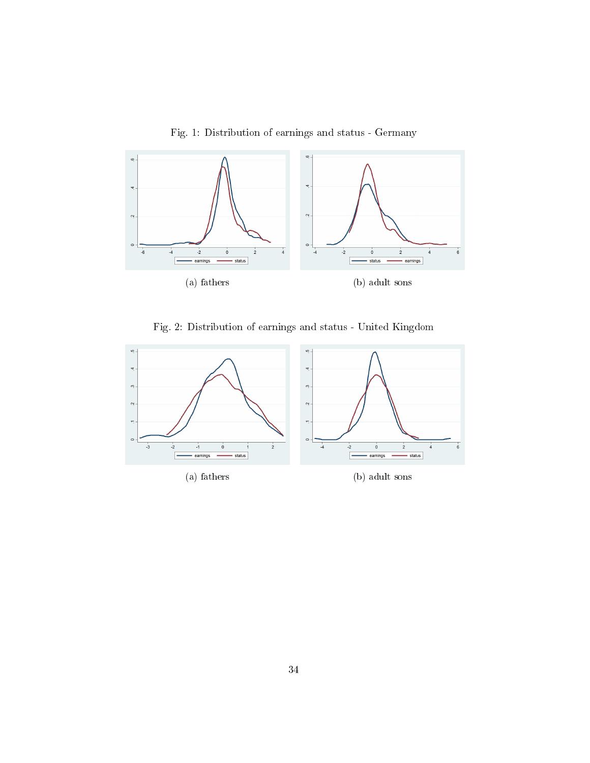Fig. 1: Distribution of earnings and status - Germany

(a) fathers

(b) adult sons

Fig. 2: Distribution of earnings and status - United Kingdom

(a) fathers

(b) adult sons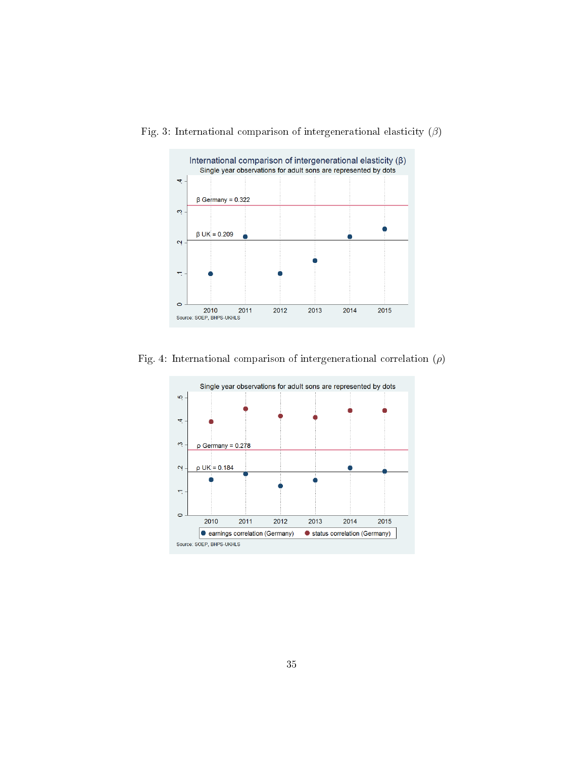Fig. 3: International comparison of intergenerational elasticity ($\beta$)

Fig. 4: International comparison of intergenerational correlation ($\rho$)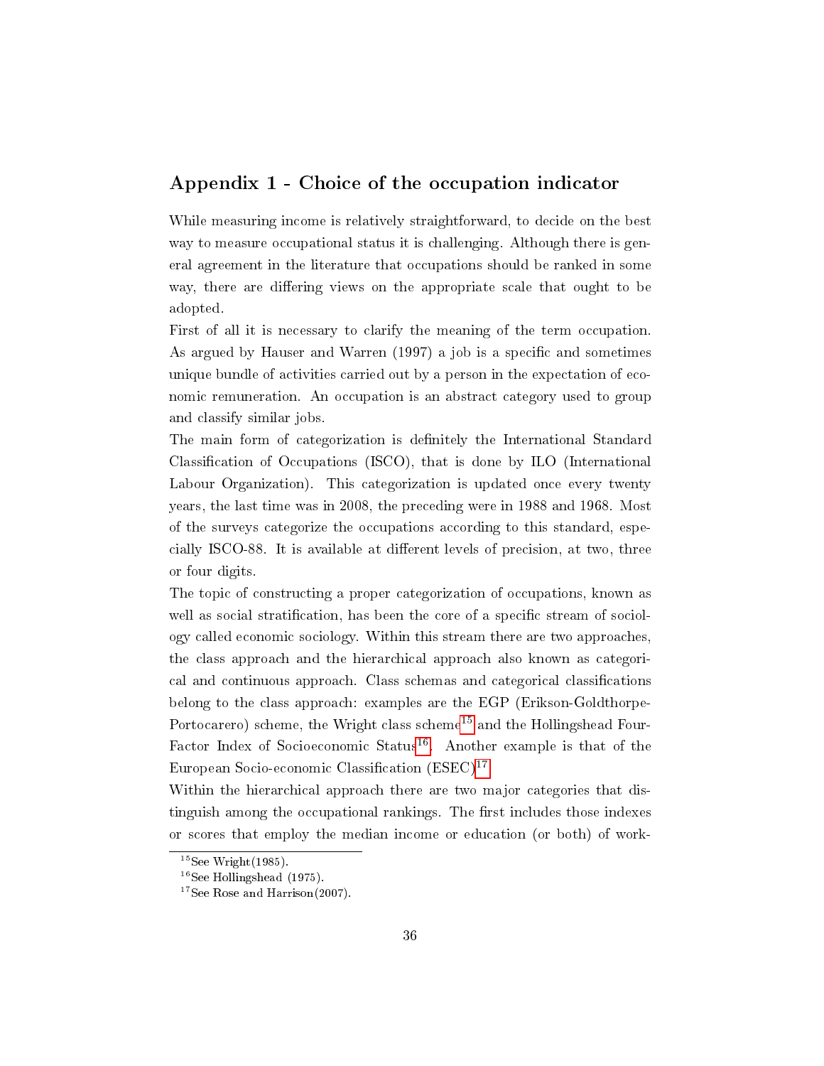## Appendix 1 - Choice of the occupation indicator

While measuring income is relatively straightforward, to decide on the best way to measure occupational status it is challenging. Although there is general agreement in the literature that occupations should be ranked in some way, there are differing views on the appropriate scale that ought to be adopted.

First of all it is necessary to clarify the meaning of the term occupation. As argued by Hauser and Warren (1997) a job is a specific and sometimes unique bundle of activities carried out by a person in the expectation of economic remuneration. An occupation is an abstract category used to group and classify similar jobs.

The main form of categorization is definitely the International Standard Classification of Occupations (ISCO), that is done by ILO (International Labour Organization). This categorization is updated once every twenty years, the last time was in 2008, the preceding were in 1988 and 1968. Most of the surveys categorize the occupations according to this standard, especially ISCO-88. It is available at different levels of precision, at two, three or four digits.

The topic of constructing a proper categorization of occupations, known as well as social stratification, has been the core of a specific stream of sociology called economic sociology. Within this stream there are two approaches, the class approach and the hierarchical approach also known as categorical and continuous approach. Class schemas and categorical classifications belong to the class approach: examples are the EGP (Erikson-Goldthorpe-Portocarero) scheme, the Wright class scheme[15] and the Hollingshead Four-Factor Index of Socioeconomic Status[16]. Another example is that of the European Socio-economic Classification (ESEC)[17].

Within the hierarchical approach there are two major categories that distinguish among the occupational rankings. The first includes those indexes or scores that employ the median income or education (or both) of work-

[15] See Wright(1985).

[16] See Hollingshead (1975).

[17] See Rose and Harrison(2007).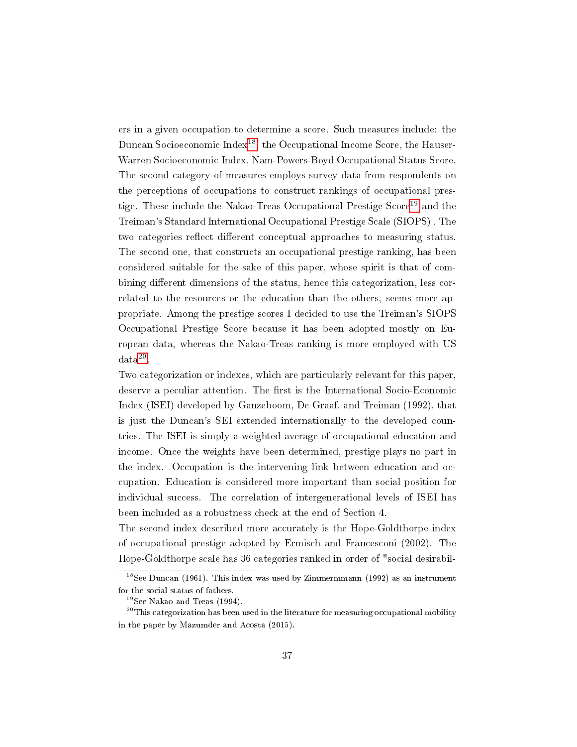ers in a given occupation to determine a score. Such measures include: the Duncan Socioeconomic Index[18], the Occupational Income Score, the Hauser-Warren Socioeconomic Index, Nam-Powers-Boyd Occupational Status Score. The second category of measures employs survey data from respondents on the perceptions of occupations to construct rankings of occupational prestige. These include the Nakao-Treas Occupational Prestige Score[19] and the Treiman's Standard International Occupational Prestige Scale (SIOPS) . The two categories reflect different conceptual approaches to measuring status. The second one, that constructs an occupational prestige ranking, has been considered suitable for the sake of this paper, whose spirit is that of combining different dimensions of the status, hence this categorization, less correlated to the resources or the education than the others, seems more appropriate. Among the prestige scores I decided to use the Treiman's SIOPS Occupational Prestige Score because it has been adopted mostly on European data, whereas the Nakao-Treas ranking is more employed with US data[20].

Two categorization or indexes, which are particularly relevant for this paper, deserve a peculiar attention. The first is the International Socio-Economic Index (ISEI) developed by Ganzeboom, De Graaf, and Treiman (1992), that is just the Duncan's SEI extended internationally to the developed countries. The ISEI is simply a weighted average of occupational education and income. Once the weights have been determined, prestige plays no part in the index. Occupation is the intervening link between education and occupation. Education is considered more important than social position for individual success. The correlation of intergenerational levels of ISEI has been included as a robustness check at the end of Section 4.

The second index described more accurately is the Hope-Goldthorpe index of occupational prestige adopted by Ermisch and Francesconi (2002). The Hope-Goldthorpe scale has 36 categories ranked in order of "social desirabil-

[18] See Duncan (1961). This index was used by Zimmermmann (1992) as an instrument for the social status of fathers.

[19] See Nakao and Treas (1994).

[20] This categorization has been used in the literature for measuring occupational mobility in the paper by Mazumder and Acosta (2015).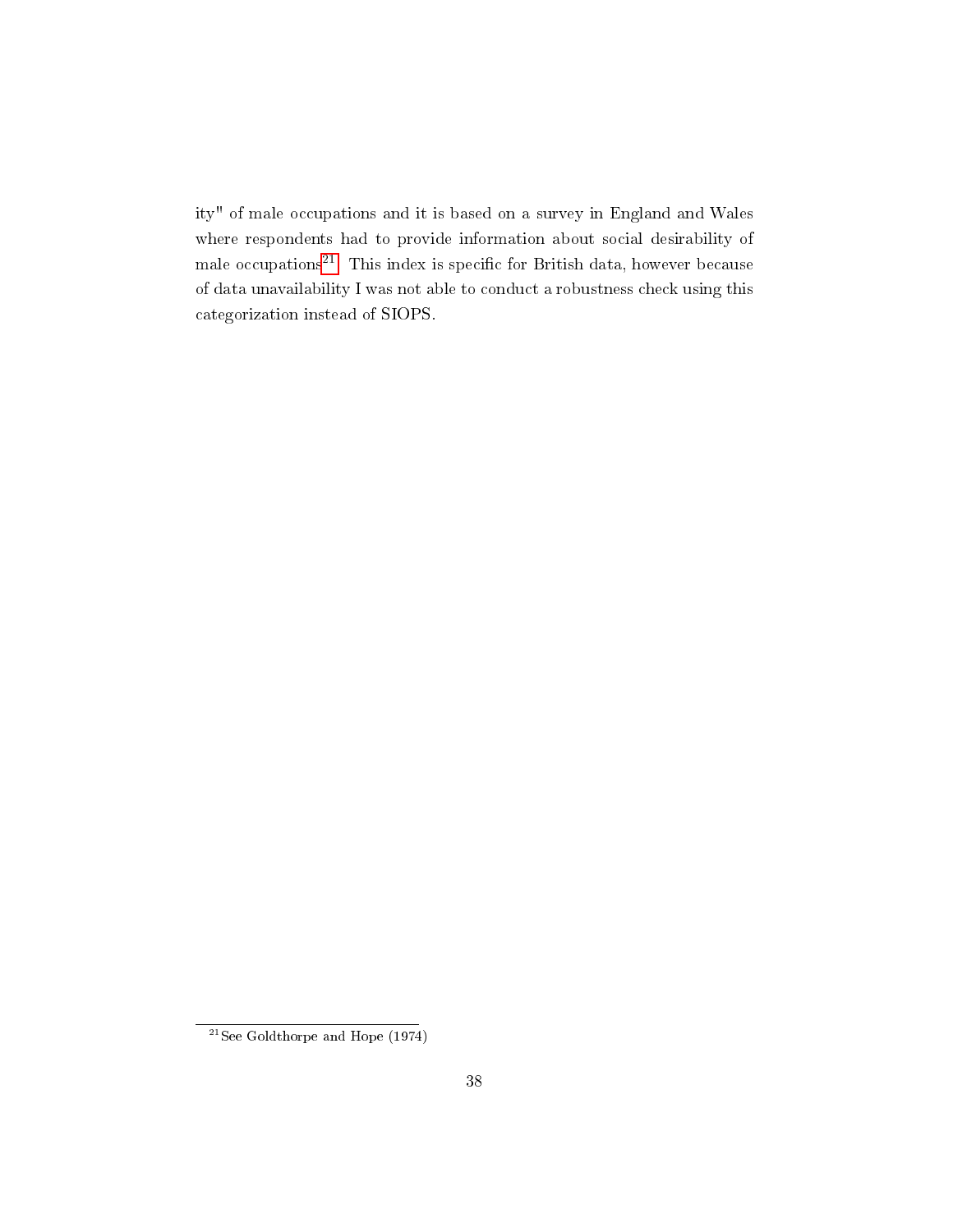ity" of male occupations and it is based on a survey in England and Wales where respondents had to provide information about social desirability of male occupations[21]. This index is specific for British data, however because of data unavailability I was not able to conduct a robustness check using this categorization instead of SIOPS.

[21] See Goldthorpe and Hope (1974)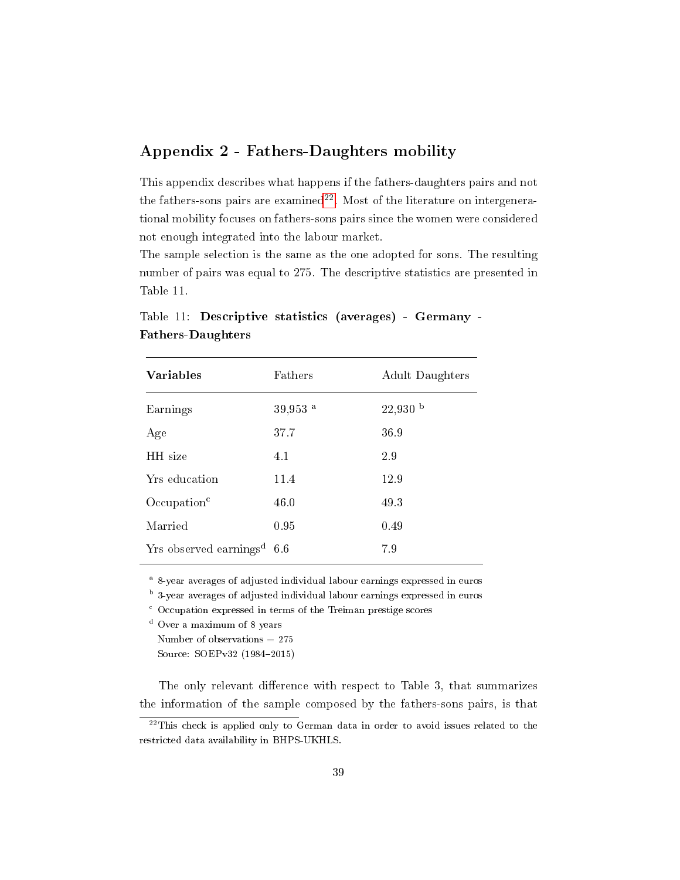## Appendix 2 - Fathers-Daughters mobility

This appendix describes what happens if the fathers-daughters pairs and not the fathers-sons pairs are examined[22]. Most of the literature on intergenerational mobility focuses on fathers-sons pairs since the women were considered not enough integrated into the labour market.

The sample selection is the same as the one adopted for sons. The resulting number of pairs was equal to 275. The descriptive statistics are presented in Table 11.

Table 11: **Descriptive statistics (averages) - Germany - Fathers-Daughters**

| **Variables** | Fathers | Adult Daughters |
|---|---|---|
| Earnings | 39,953 [a] | 22,930 [b] |
| Age | 37.7 | 36.9 |
| HH size | 4.1 | 2.9 |
| Yrs education | 11.4 | 12.9 |
| Occupation[c] | 46.0 | 49.3 |
| Married | 0.95 | 0.49 |
| Yrs observed earnings[d] | 6.6 | 7.9 |

[a] 8-year averages of adjusted individual labour earnings expressed in euros
[b] 3-year averages of adjusted individual labour earnings expressed in euros
[c] Occupation expressed in terms of the Treiman prestige scores
[d] Over a maximum of 8 years
Number of observations = 275
Source: SOEPv32 (1984–2015)

The only relevant difference with respect to Table 3, that summarizes the information of the sample composed by the fathers-sons pairs, is that

[22] This check is applied only to German data in order to avoid issues related to the restricted data availability in BHPS-UKHLS.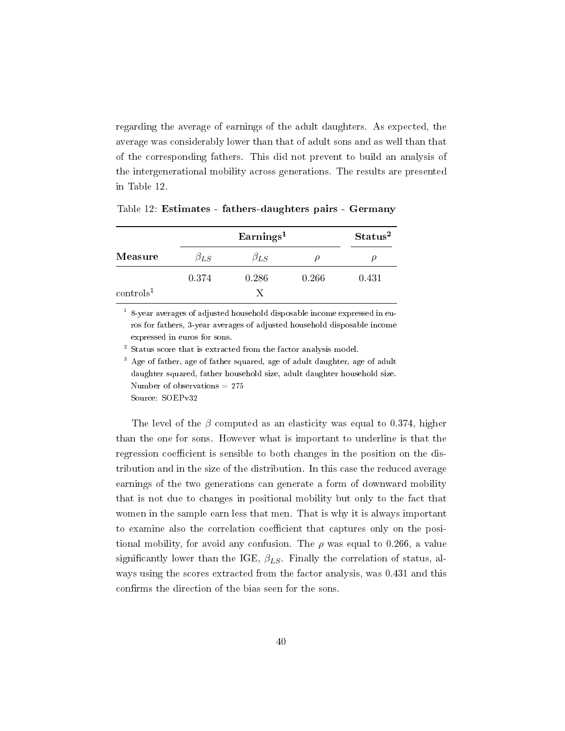regarding the average of earnings of the adult daughters. As expected, the average was considerably lower than that of adult sons and as well than that of the corresponding fathers. This did not prevent to build an analysis of the intergenerational mobility across generations. The results are presented in Table 12.

Table 12: **Estimates - fathers-daughters pairs - Germany**

| **Measure** | **Earnings[1]** | | | **Status[2]** |
|---|---|---|---|---|
| | $\beta_{LS}$ | $\beta_{LS}$ | $\rho$ | $\rho$ |
| | 0.374 | 0.286 | 0.266 | 0.431 |
| controls[1] | | X | | |

[1] 8-year averages of adjusted household disposable income expressed in euros for fathers, 3-year averages of adjusted household disposable income expressed in euros for sons.

[2] Status score that is extracted from the factor analysis model.

[3] Age of father, age of father squared, age of adult daughter, age of adult daughter squared, father household size, adult daughter household size.
Number of observations = 275
Source: SOEPv32

The level of the $\beta$ computed as an elasticity was equal to 0.374, higher than the one for sons. However what is important to underline is that the regression coefficient is sensible to both changes in the position on the distribution and in the size of the distribution. In this case the reduced average earnings of the two generations can generate a form of downward mobility that is not due to changes in positional mobility but only to the fact that women in the sample earn less that men. That is why it is always important to examine also the correlation coefficient that captures only on the positional mobility, for avoid any confusion. The $\rho$ was equal to 0.266, a value significantly lower than the IGE, $\beta_{LS}$. Finally the correlation of status, always using the scores extracted from the factor analysis, was 0.431 and this confirms the direction of the bias seen for the sons.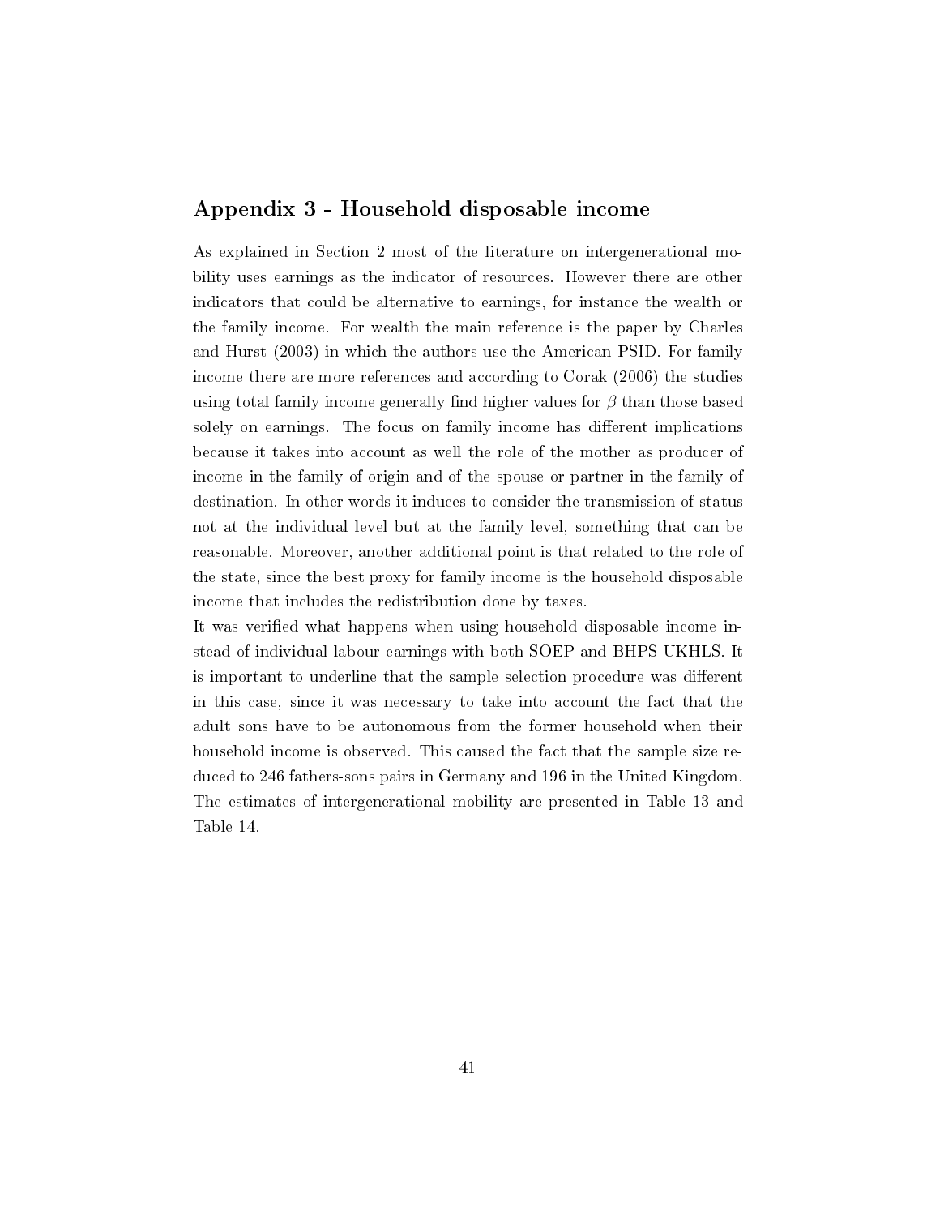## Appendix 3 - Household disposable income

As explained in Section 2 most of the literature on intergenerational mobility uses earnings as the indicator of resources. However there are other indicators that could be alternative to earnings, for instance the wealth or the family income. For wealth the main reference is the paper by Charles and Hurst (2003) in which the authors use the American PSID. For family income there are more references and according to Corak (2006) the studies using total family income generally find higher values for $\beta$ than those based solely on earnings. The focus on family income has different implications because it takes into account as well the role of the mother as producer of income in the family of origin and of the spouse or partner in the family of destination. In other words it induces to consider the transmission of status not at the individual level but at the family level, something that can be reasonable. Moreover, another additional point is that related to the role of the state, since the best proxy for family income is the household disposable income that includes the redistribution done by taxes.

It was verified what happens when using household disposable income instead of individual labour earnings with both SOEP and BHPS-UKHLS. It is important to underline that the sample selection procedure was different in this case, since it was necessary to take into account the fact that the adult sons have to be autonomous from the former household when their household income is observed. This caused the fact that the sample size reduced to 246 fathers-sons pairs in Germany and 196 in the United Kingdom. The estimates of intergenerational mobility are presented in Table 13 and Table 14.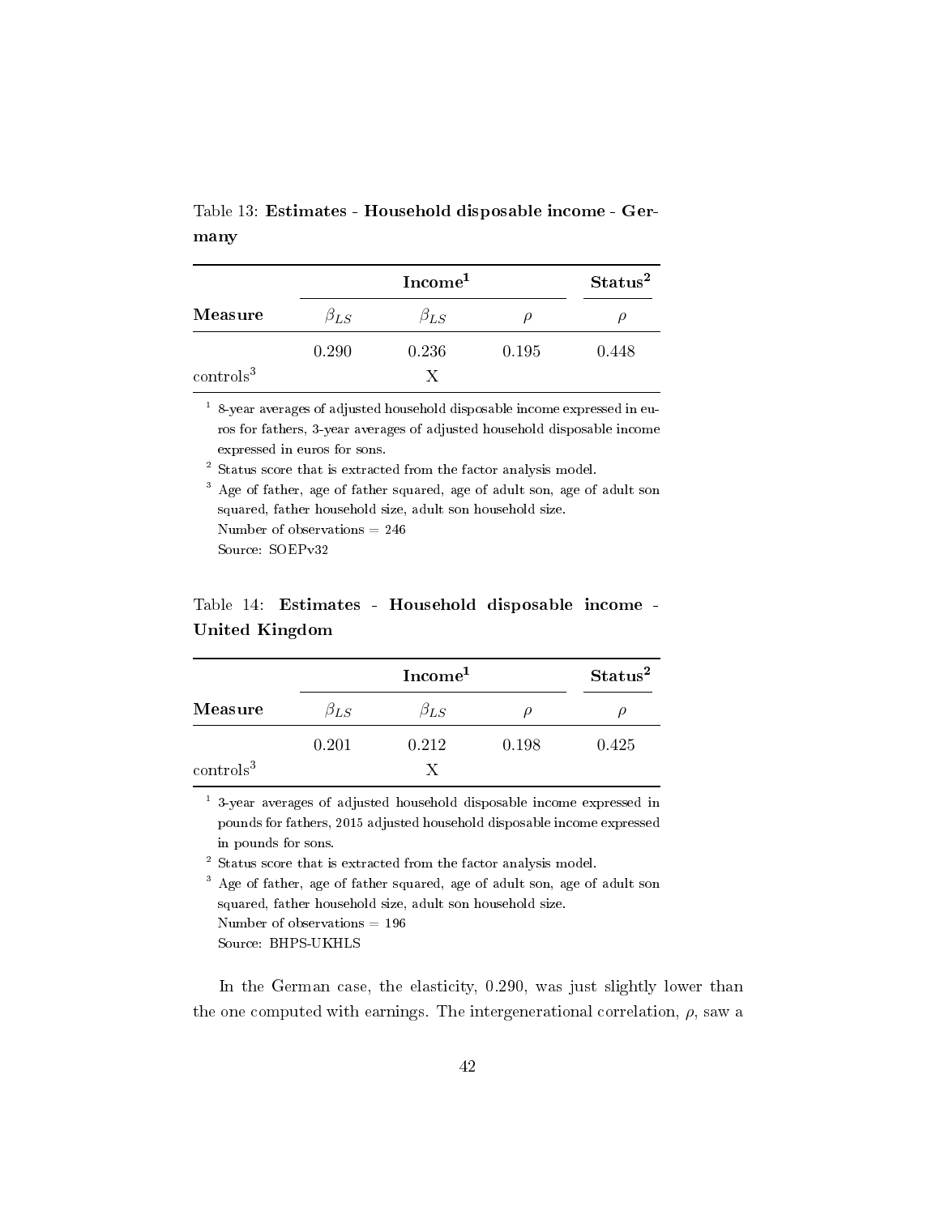Table 13: **Estimates - Household disposable income - Germany**

| | **Income[1]** | | | **Status[2]** |
|---|---|---|---|---|
| **Measure** | $\beta_{LS}$ | $\beta_{LS}$ | $\rho$ | $\rho$ |
| | 0.290 | 0.236 | 0.195 | 0.448 |
| controls[3] | | X | | |

[1] 8-year averages of adjusted household disposable income expressed in euros for fathers, 3-year averages of adjusted household disposable income expressed in euros for sons.

[2] Status score that is extracted from the factor analysis model.

[3] Age of father, age of father squared, age of adult son, age of adult son squared, father household size, adult son household size.

Number of observations = 246

Source: SOEPv32

Table 14: **Estimates - Household disposable income - United Kingdom**

| | **Income[1]** | | | **Status[2]** |
|---|---|---|---|---|
| **Measure** | $\beta_{LS}$ | $\beta_{LS}$ | $\rho$ | $\rho$ |
| | 0.201 | 0.212 | 0.198 | 0.425 |
| controls[3] | | X | | |

[1] 3-year averages of adjusted household disposable income expressed in pounds for fathers, 2015 adjusted household disposable income expressed in pounds for sons.

[2] Status score that is extracted from the factor analysis model.

[3] Age of father, age of father squared, age of adult son, age of adult son squared, father household size, adult son household size.

Number of observations = 196

Source: BHPS-UKHLS

In the German case, the elasticity, 0.290, was just slightly lower than the one computed with earnings. The intergenerational correlation, $\rho$, saw a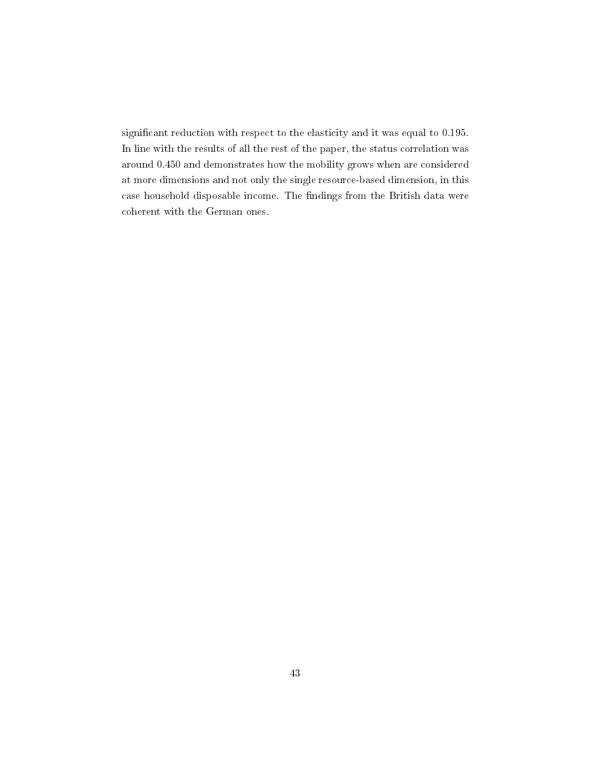significant reduction with respect to the elasticity and it was equal to 0.195. In line with the results of all the rest of the paper, the status correlation was around 0.450 and demonstrates how the mobility grows when are considered at more dimensions and not only the single resource-based dimension, in this case household disposable income. The findings from the British data were coherent with the German ones.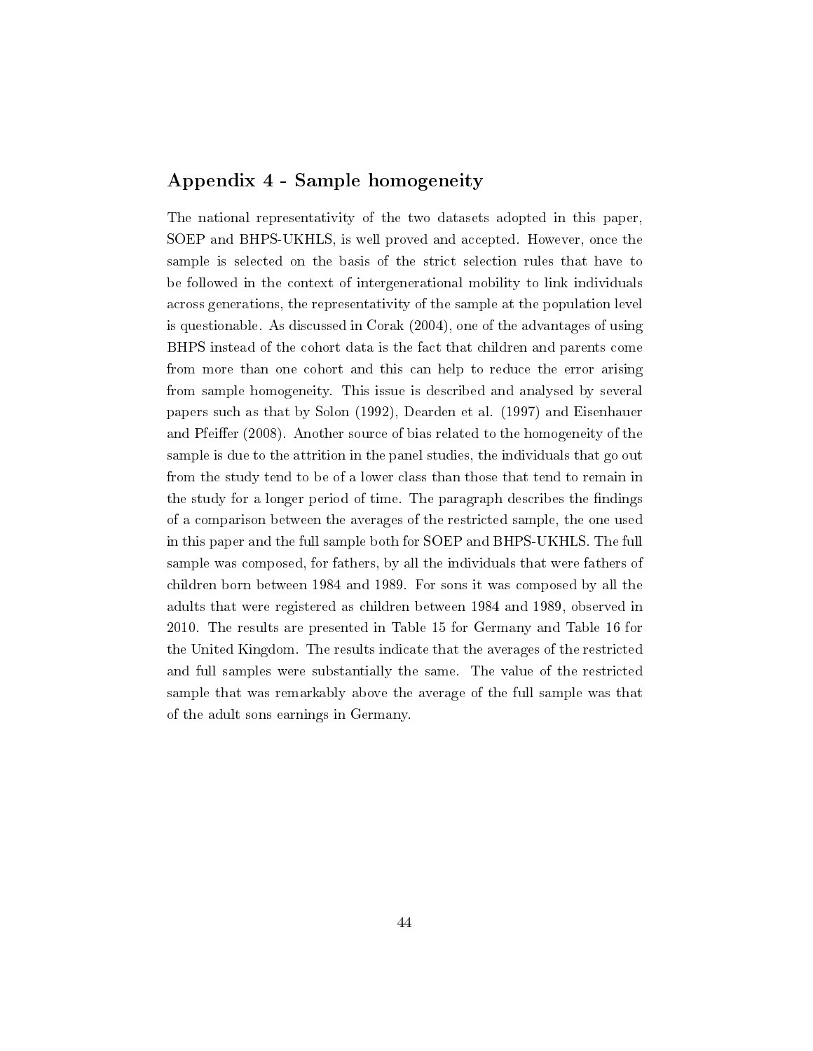## Appendix 4 - Sample homogeneity

The national representativity of the two datasets adopted in this paper, SOEP and BHPS-UKHLS, is well proved and accepted. However, once the sample is selected on the basis of the strict selection rules that have to be followed in the context of intergenerational mobility to link individuals across generations, the representativity of the sample at the population level is questionable. As discussed in Corak (2004), one of the advantages of using BHPS instead of the cohort data is the fact that children and parents come from more than one cohort and this can help to reduce the error arising from sample homogeneity. This issue is described and analysed by several papers such as that by Solon (1992), Dearden et al. (1997) and Eisenhauer and Pfeiffer (2008). Another source of bias related to the homogeneity of the sample is due to the attrition in the panel studies, the individuals that go out from the study tend to be of a lower class than those that tend to remain in the study for a longer period of time. The paragraph describes the findings of a comparison between the averages of the restricted sample, the one used in this paper and the full sample both for SOEP and BHPS-UKHLS. The full sample was composed, for fathers, by all the individuals that were fathers of children born between 1984 and 1989. For sons it was composed by all the adults that were registered as children between 1984 and 1989, observed in 2010. The results are presented in Table 15 for Germany and Table 16 for the United Kingdom. The results indicate that the averages of the restricted and full samples were substantially the same. The value of the restricted sample that was remarkably above the average of the full sample was that of the adult sons earnings in Germany.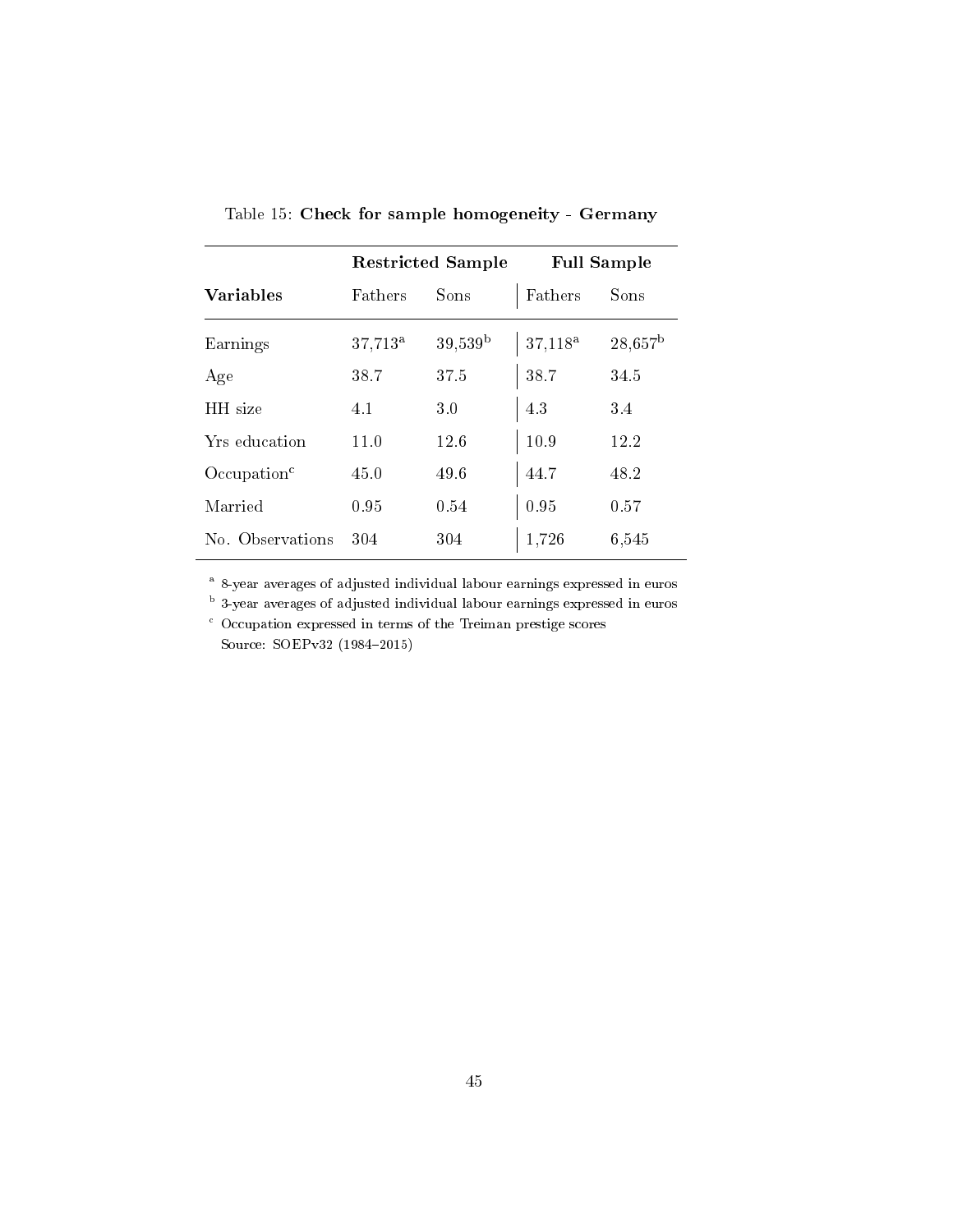Table 15: **Check for sample homogeneity - Germany**

| | **Restricted Sample** | | **Full Sample** | |
|---|---|---|---|---|
| **Variables** | Fathers | Sons | Fathers | Sons |
| Earnings | 37,713[a] | 39,539[b] | 37,118[a] | 28,657[b] |
| Age | 38.7 | 37.5 | 38.7 | 34.5 |
| HH size | 4.1 | 3.0 | 4.3 | 3.4 |
| Yrs education | 11.0 | 12.6 | 10.9 | 12.2 |
| Occupation[c] | 45.0 | 49.6 | 44.7 | 48.2 |
| Married | 0.95 | 0.54 | 0.95 | 0.57 |
| No. Observations | 304 | 304 | 1,726 | 6,545 |

[a] 8-year averages of adjusted individual labour earnings expressed in euros

[b] 3-year averages of adjusted individual labour earnings expressed in euros

[c] Occupation expressed in terms of the Treiman prestige scores

Source: SOEPv32 (1984–2015)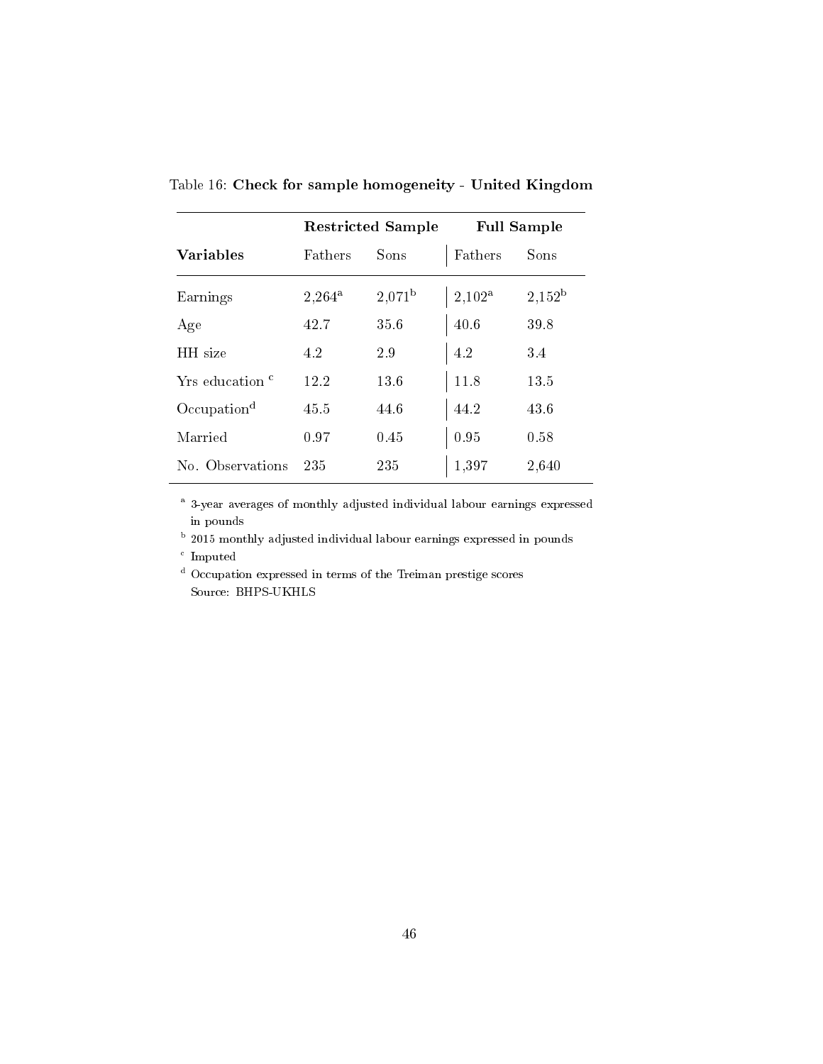Table 16: **Check for sample homogeneity - United Kingdom**

| | **Restricted Sample** | | **Full Sample** | |
|---|---|---|---|---|
| **Variables** | Fathers | Sons | Fathers | Sons |
| Earnings | 2,264[a] | 2,071[b] | 2,102[a] | 2,152[b] |
| Age | 42.7 | 35.6 | 40.6 | 39.8 |
| HH size | 4.2 | 2.9 | 4.2 | 3.4 |
| Yrs education [c] | 12.2 | 13.6 | 11.8 | 13.5 |
| Occupation[d] | 45.5 | 44.6 | 44.2 | 43.6 |
| Married | 0.97 | 0.45 | 0.95 | 0.58 |
| No. Observations | 235 | 235 | 1,397 | 2,640 |

[a] 3-year averages of monthly adjusted individual labour earnings expressed in pounds

[b] 2015 monthly adjusted individual labour earnings expressed in pounds

[c] Imputed

[d] Occupation expressed in terms of the Treiman prestige scores

Source: BHPS-UKHLS